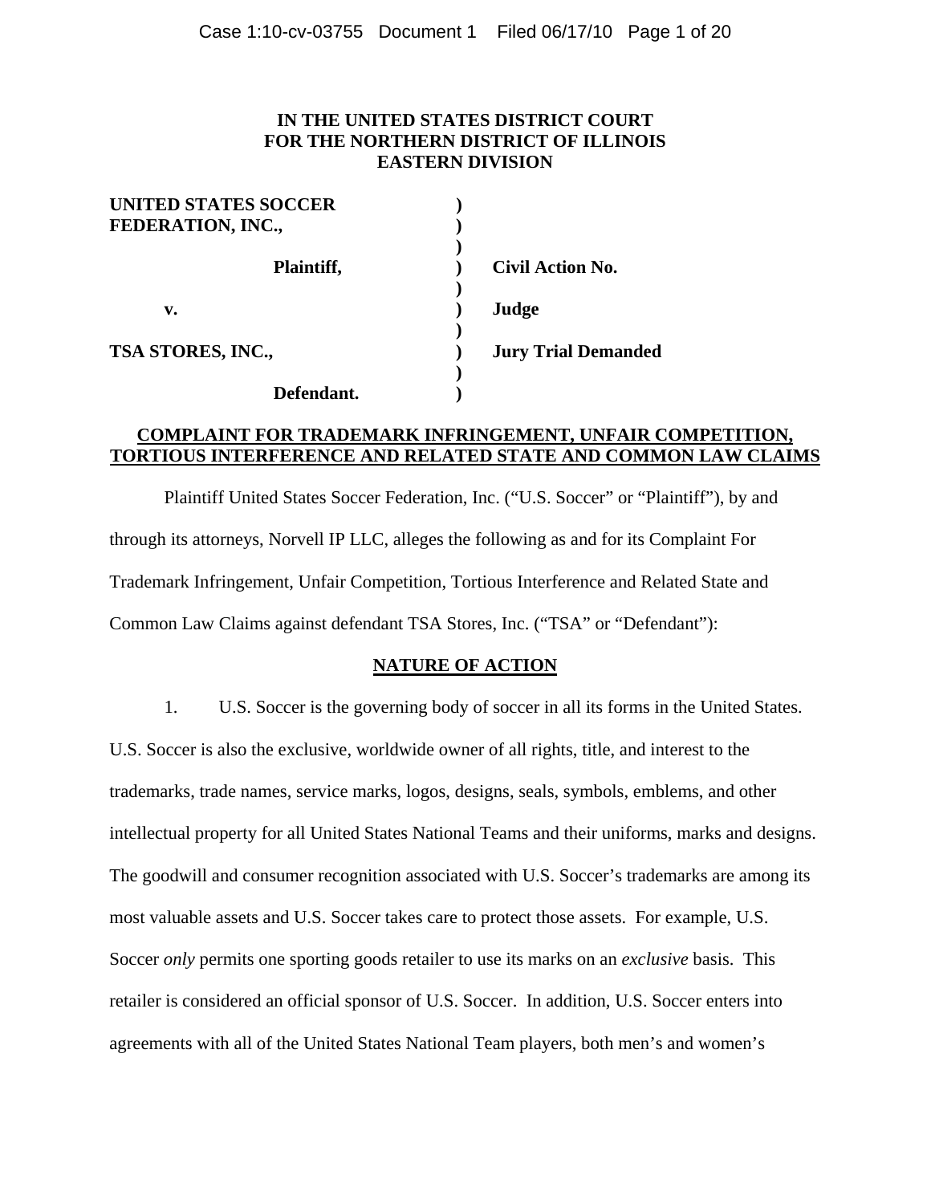**IN THE UNITED STATES DISTRICT COURT**
**FOR THE NORTHERN DISTRICT OF ILLINOIS**
**EASTERN DIVISION**

| | | |
|---|---|---|
| **UNITED STATES SOCCER FEDERATION, INC.,** | **)** | |
| **Plaintiff,** | **)** | **Civil Action No.** |
| **v.** | **)** | **Judge** |
| **TSA STORES, INC.,** | **)** | **Jury Trial Demanded** |
| **Defendant.** | **)** | |

**COMPLAINT FOR TRADEMARK INFRINGEMENT, UNFAIR COMPETITION, TORTIOUS INTERFERENCE AND RELATED STATE AND COMMON LAW CLAIMS**

Plaintiff United States Soccer Federation, Inc. ("U.S. Soccer" or "Plaintiff"), by and through its attorneys, Norvell IP LLC, alleges the following as and for its Complaint For Trademark Infringement, Unfair Competition, Tortious Interference and Related State and Common Law Claims against defendant TSA Stores, Inc. ("TSA" or "Defendant"):

## NATURE OF ACTION

1. U.S. Soccer is the governing body of soccer in all its forms in the United States. U.S. Soccer is also the exclusive, worldwide owner of all rights, title, and interest to the trademarks, trade names, service marks, logos, designs, seals, symbols, emblems, and other intellectual property for all United States National Teams and their uniforms, marks and designs. The goodwill and consumer recognition associated with U.S. Soccer's trademarks are among its most valuable assets and U.S. Soccer takes care to protect those assets. For example, U.S. Soccer *only* permits one sporting goods retailer to use its marks on an *exclusive* basis. This retailer is considered an official sponsor of U.S. Soccer. In addition, U.S. Soccer enters into agreements with all of the United States National Team players, both men's and women's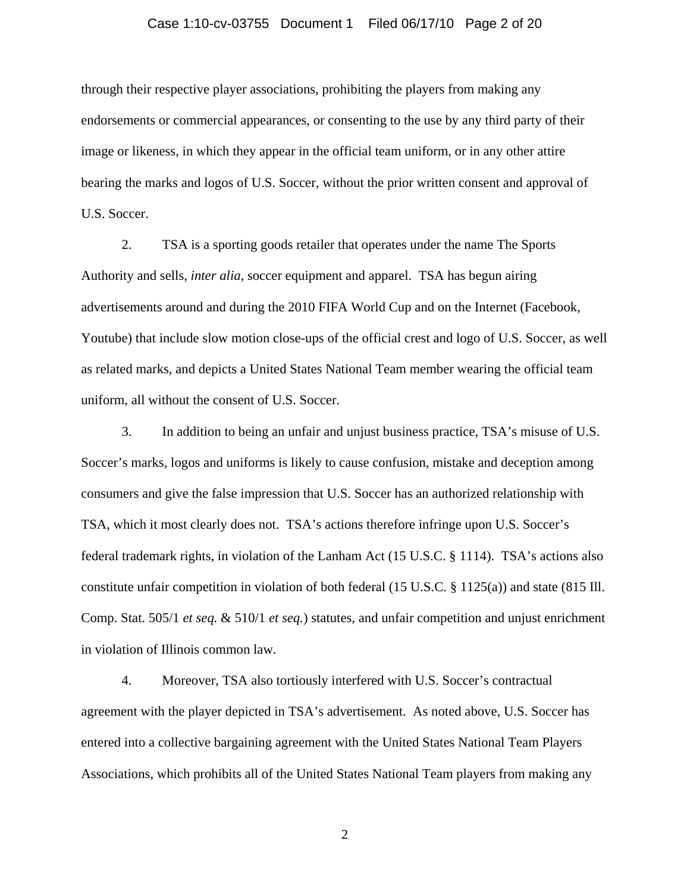through their respective player associations, prohibiting the players from making any endorsements or commercial appearances, or consenting to the use by any third party of their image or likeness, in which they appear in the official team uniform, or in any other attire bearing the marks and logos of U.S. Soccer, without the prior written consent and approval of U.S. Soccer.

2. TSA is a sporting goods retailer that operates under the name The Sports Authority and sells, *inter alia*, soccer equipment and apparel. TSA has begun airing advertisements around and during the 2010 FIFA World Cup and on the Internet (Facebook, Youtube) that include slow motion close-ups of the official crest and logo of U.S. Soccer, as well as related marks, and depicts a United States National Team member wearing the official team uniform, all without the consent of U.S. Soccer.

3. In addition to being an unfair and unjust business practice, TSA's misuse of U.S. Soccer's marks, logos and uniforms is likely to cause confusion, mistake and deception among consumers and give the false impression that U.S. Soccer has an authorized relationship with TSA, which it most clearly does not. TSA's actions therefore infringe upon U.S. Soccer's federal trademark rights, in violation of the Lanham Act (15 U.S.C. § 1114). TSA's actions also constitute unfair competition in violation of both federal (15 U.S.C. § 1125(a)) and state (815 Ill. Comp. Stat. 505/1 *et seq.* & 510/1 *et seq.*) statutes, and unfair competition and unjust enrichment in violation of Illinois common law.

4. Moreover, TSA also tortiously interfered with U.S. Soccer's contractual agreement with the player depicted in TSA's advertisement. As noted above, U.S. Soccer has entered into a collective bargaining agreement with the United States National Team Players Associations, which prohibits all of the United States National Team players from making any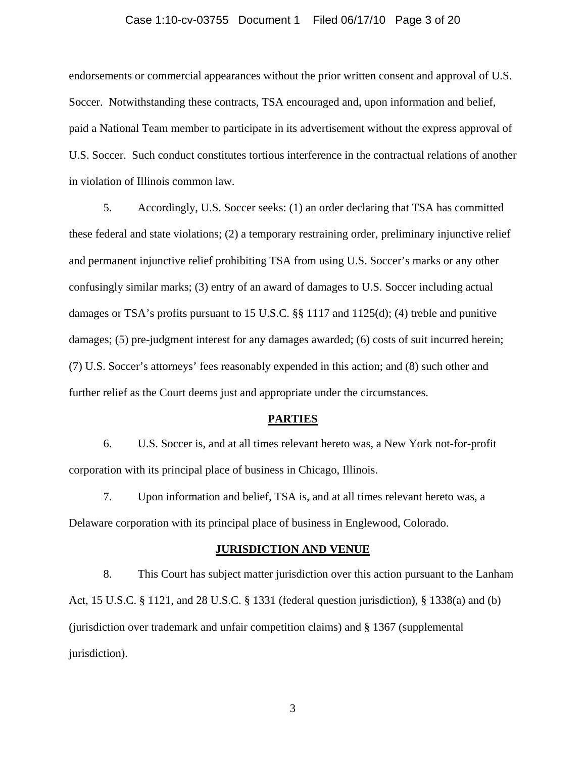endorsements or commercial appearances without the prior written consent and approval of U.S. Soccer. Notwithstanding these contracts, TSA encouraged and, upon information and belief, paid a National Team member to participate in its advertisement without the express approval of U.S. Soccer. Such conduct constitutes tortious interference in the contractual relations of another in violation of Illinois common law.

5. Accordingly, U.S. Soccer seeks: (1) an order declaring that TSA has committed these federal and state violations; (2) a temporary restraining order, preliminary injunctive relief and permanent injunctive relief prohibiting TSA from using U.S. Soccer's marks or any other confusingly similar marks; (3) entry of an award of damages to U.S. Soccer including actual damages or TSA's profits pursuant to 15 U.S.C. §§ 1117 and 1125(d); (4) treble and punitive damages; (5) pre-judgment interest for any damages awarded; (6) costs of suit incurred herein; (7) U.S. Soccer's attorneys' fees reasonably expended in this action; and (8) such other and further relief as the Court deems just and appropriate under the circumstances.

## PARTIES

6. U.S. Soccer is, and at all times relevant hereto was, a New York not-for-profit corporation with its principal place of business in Chicago, Illinois.

7. Upon information and belief, TSA is, and at all times relevant hereto was, a Delaware corporation with its principal place of business in Englewood, Colorado.

## JURISDICTION AND VENUE

8. This Court has subject matter jurisdiction over this action pursuant to the Lanham Act, 15 U.S.C. § 1121, and 28 U.S.C. § 1331 (federal question jurisdiction), § 1338(a) and (b) (jurisdiction over trademark and unfair competition claims) and § 1367 (supplemental jurisdiction).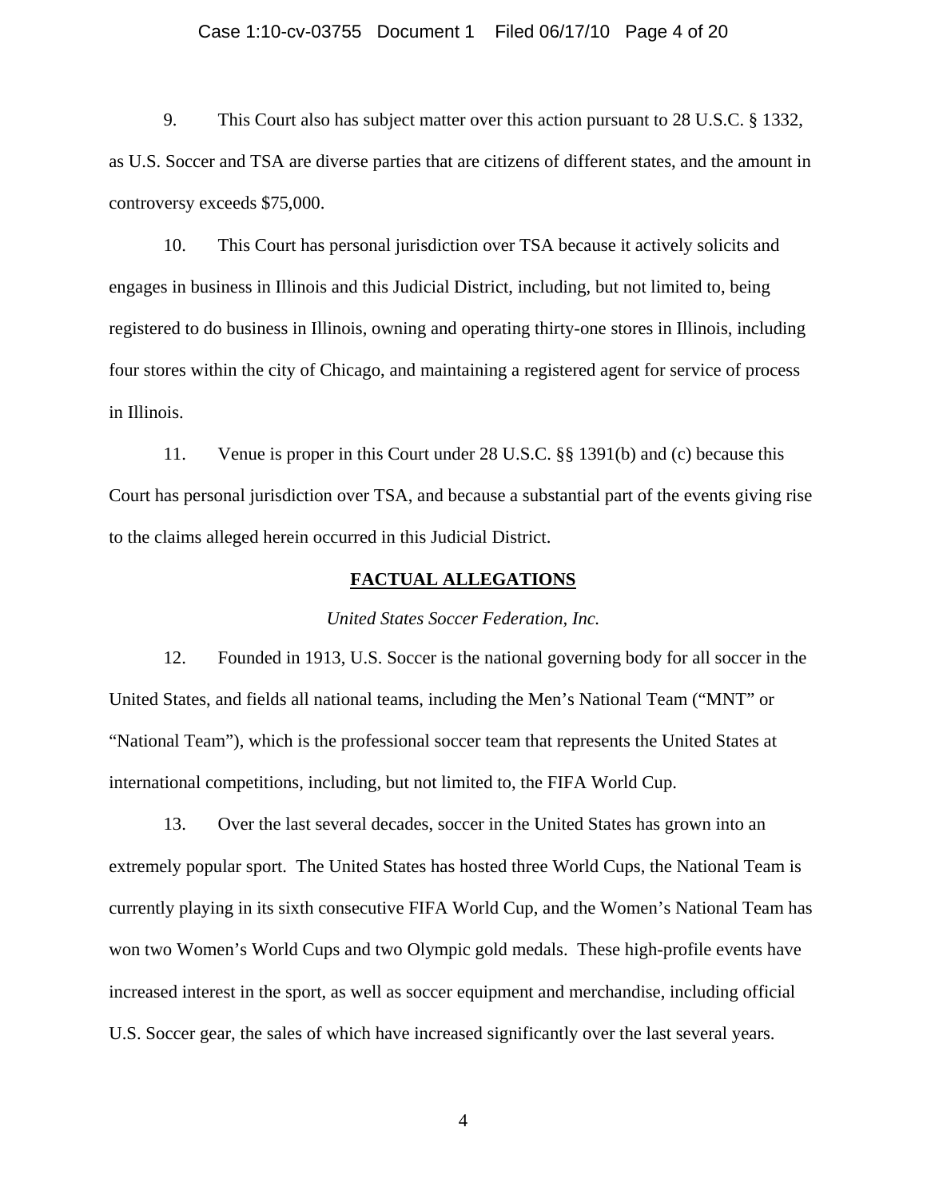9. This Court also has subject matter over this action pursuant to 28 U.S.C. § 1332, as U.S. Soccer and TSA are diverse parties that are citizens of different states, and the amount in controversy exceeds $75,000.

10. This Court has personal jurisdiction over TSA because it actively solicits and engages in business in Illinois and this Judicial District, including, but not limited to, being registered to do business in Illinois, owning and operating thirty-one stores in Illinois, including four stores within the city of Chicago, and maintaining a registered agent for service of process in Illinois.

11. Venue is proper in this Court under 28 U.S.C. §§ 1391(b) and (c) because this Court has personal jurisdiction over TSA, and because a substantial part of the events giving rise to the claims alleged herein occurred in this Judicial District.

## FACTUAL ALLEGATIONS

*United States Soccer Federation, Inc.*

12. Founded in 1913, U.S. Soccer is the national governing body for all soccer in the United States, and fields all national teams, including the Men's National Team ("MNT" or "National Team"), which is the professional soccer team that represents the United States at international competitions, including, but not limited to, the FIFA World Cup.

13. Over the last several decades, soccer in the United States has grown into an extremely popular sport. The United States has hosted three World Cups, the National Team is currently playing in its sixth consecutive FIFA World Cup, and the Women's National Team has won two Women's World Cups and two Olympic gold medals. These high-profile events have increased interest in the sport, as well as soccer equipment and merchandise, including official U.S. Soccer gear, the sales of which have increased significantly over the last several years.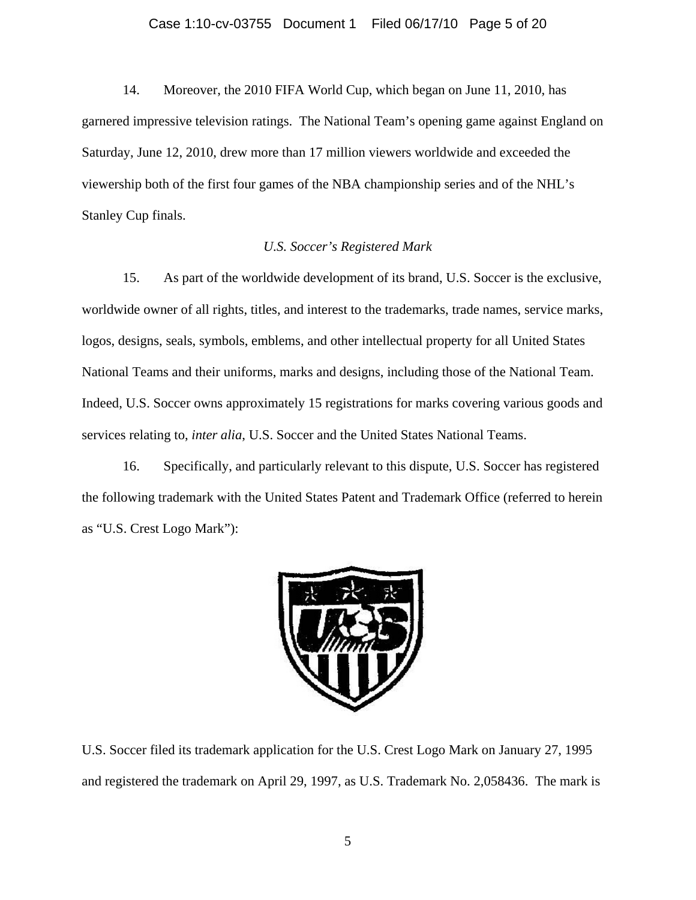14. Moreover, the 2010 FIFA World Cup, which began on June 11, 2010, has garnered impressive television ratings. The National Team's opening game against England on Saturday, June 12, 2010, drew more than 17 million viewers worldwide and exceeded the viewership both of the first four games of the NBA championship series and of the NHL's Stanley Cup finals.

*U.S. Soccer's Registered Mark*

15. As part of the worldwide development of its brand, U.S. Soccer is the exclusive, worldwide owner of all rights, titles, and interest to the trademarks, trade names, service marks, logos, designs, seals, symbols, emblems, and other intellectual property for all United States National Teams and their uniforms, marks and designs, including those of the National Team. Indeed, U.S. Soccer owns approximately 15 registrations for marks covering various goods and services relating to, *inter alia*, U.S. Soccer and the United States National Teams.

16. Specifically, and particularly relevant to this dispute, U.S. Soccer has registered the following trademark with the United States Patent and Trademark Office (referred to herein as "U.S. Crest Logo Mark"):

U.S. Soccer filed its trademark application for the U.S. Crest Logo Mark on January 27, 1995 and registered the trademark on April 29, 1997, as U.S. Trademark No. 2,058436. The mark is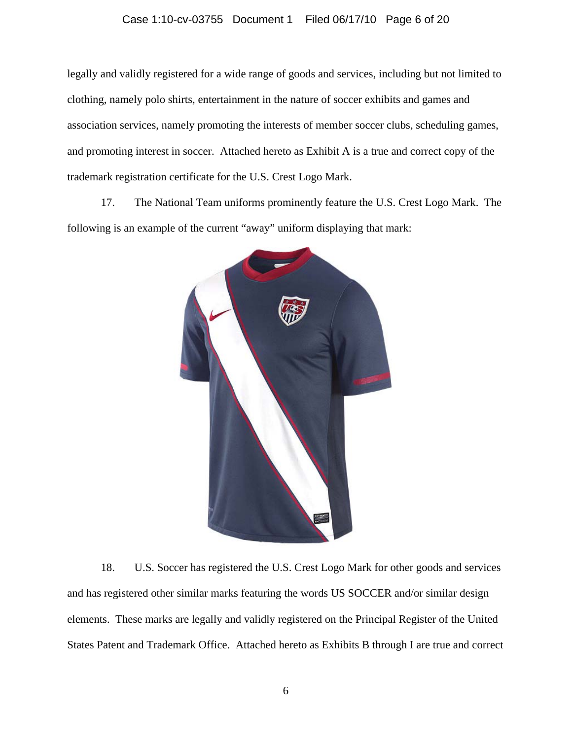legally and validly registered for a wide range of goods and services, including but not limited to clothing, namely polo shirts, entertainment in the nature of soccer exhibits and games and association services, namely promoting the interests of member soccer clubs, scheduling games, and promoting interest in soccer. Attached hereto as Exhibit A is a true and correct copy of the trademark registration certificate for the U.S. Crest Logo Mark.

17. The National Team uniforms prominently feature the U.S. Crest Logo Mark. The following is an example of the current "away" uniform displaying that mark:

18. U.S. Soccer has registered the U.S. Crest Logo Mark for other goods and services and has registered other similar marks featuring the words US SOCCER and/or similar design elements. These marks are legally and validly registered on the Principal Register of the United States Patent and Trademark Office. Attached hereto as Exhibits B through I are true and correct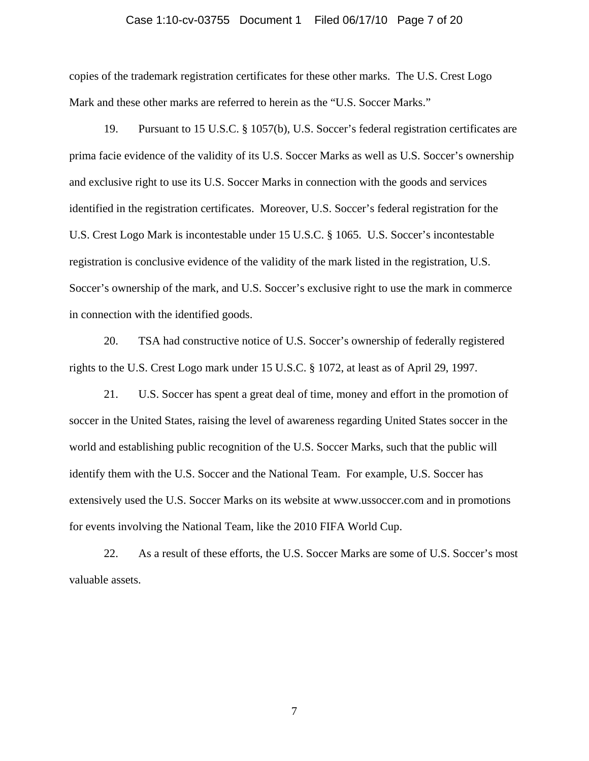copies of the trademark registration certificates for these other marks. The U.S. Crest Logo Mark and these other marks are referred to herein as the "U.S. Soccer Marks."

19. Pursuant to 15 U.S.C. § 1057(b), U.S. Soccer's federal registration certificates are prima facie evidence of the validity of its U.S. Soccer Marks as well as U.S. Soccer's ownership and exclusive right to use its U.S. Soccer Marks in connection with the goods and services identified in the registration certificates. Moreover, U.S. Soccer's federal registration for the U.S. Crest Logo Mark is incontestable under 15 U.S.C. § 1065. U.S. Soccer's incontestable registration is conclusive evidence of the validity of the mark listed in the registration, U.S. Soccer's ownership of the mark, and U.S. Soccer's exclusive right to use the mark in commerce in connection with the identified goods.

20. TSA had constructive notice of U.S. Soccer's ownership of federally registered rights to the U.S. Crest Logo mark under 15 U.S.C. § 1072, at least as of April 29, 1997.

21. U.S. Soccer has spent a great deal of time, money and effort in the promotion of soccer in the United States, raising the level of awareness regarding United States soccer in the world and establishing public recognition of the U.S. Soccer Marks, such that the public will identify them with the U.S. Soccer and the National Team. For example, U.S. Soccer has extensively used the U.S. Soccer Marks on its website at www.ussoccer.com and in promotions for events involving the National Team, like the 2010 FIFA World Cup.

22. As a result of these efforts, the U.S. Soccer Marks are some of U.S. Soccer's most valuable assets.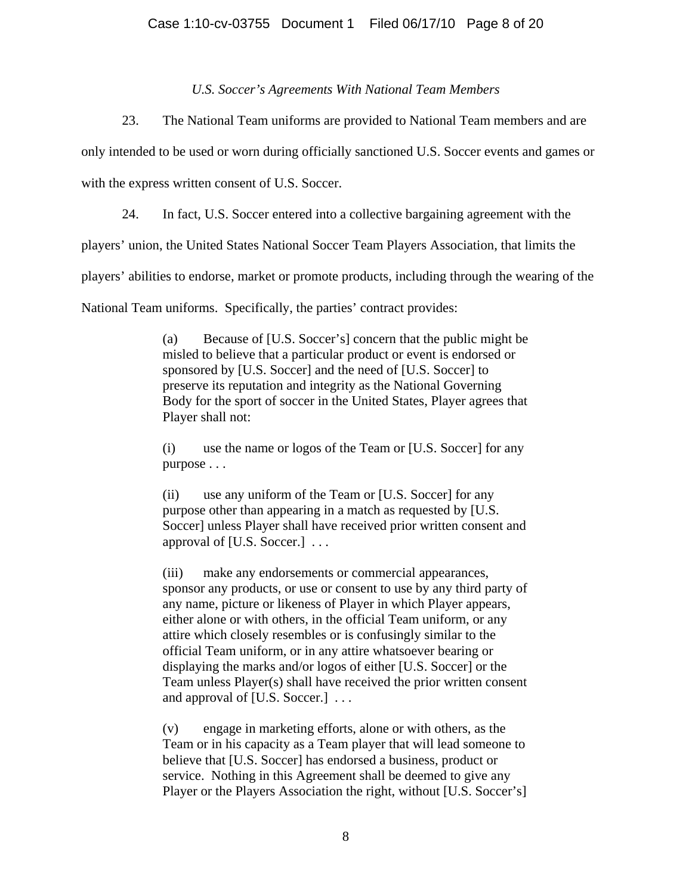*U.S. Soccer's Agreements With National Team Members*

23. The National Team uniforms are provided to National Team members and are only intended to be used or worn during officially sanctioned U.S. Soccer events and games or with the express written consent of U.S. Soccer.

24. In fact, U.S. Soccer entered into a collective bargaining agreement with the players' union, the United States National Soccer Team Players Association, that limits the players' abilities to endorse, market or promote products, including through the wearing of the National Team uniforms. Specifically, the parties' contract provides:

> (a) Because of [U.S. Soccer's] concern that the public might be misled to believe that a particular product or event is endorsed or sponsored by [U.S. Soccer] and the need of [U.S. Soccer] to preserve its reputation and integrity as the National Governing Body for the sport of soccer in the United States, Player agrees that Player shall not:
>
> (i) use the name or logos of the Team or [U.S. Soccer] for any purpose . . .
>
> (ii) use any uniform of the Team or [U.S. Soccer] for any purpose other than appearing in a match as requested by [U.S. Soccer] unless Player shall have received prior written consent and approval of [U.S. Soccer.] . . .
>
> (iii) make any endorsements or commercial appearances, sponsor any products, or use or consent to use by any third party of any name, picture or likeness of Player in which Player appears, either alone or with others, in the official Team uniform, or any attire which closely resembles or is confusingly similar to the official Team uniform, or in any attire whatsoever bearing or displaying the marks and/or logos of either [U.S. Soccer] or the Team unless Player(s) shall have received the prior written consent and approval of [U.S. Soccer.] . . .
>
> (v) engage in marketing efforts, alone or with others, as the Team or in his capacity as a Team player that will lead someone to believe that [U.S. Soccer] has endorsed a business, product or service. Nothing in this Agreement shall be deemed to give any Player or the Players Association the right, without [U.S. Soccer's]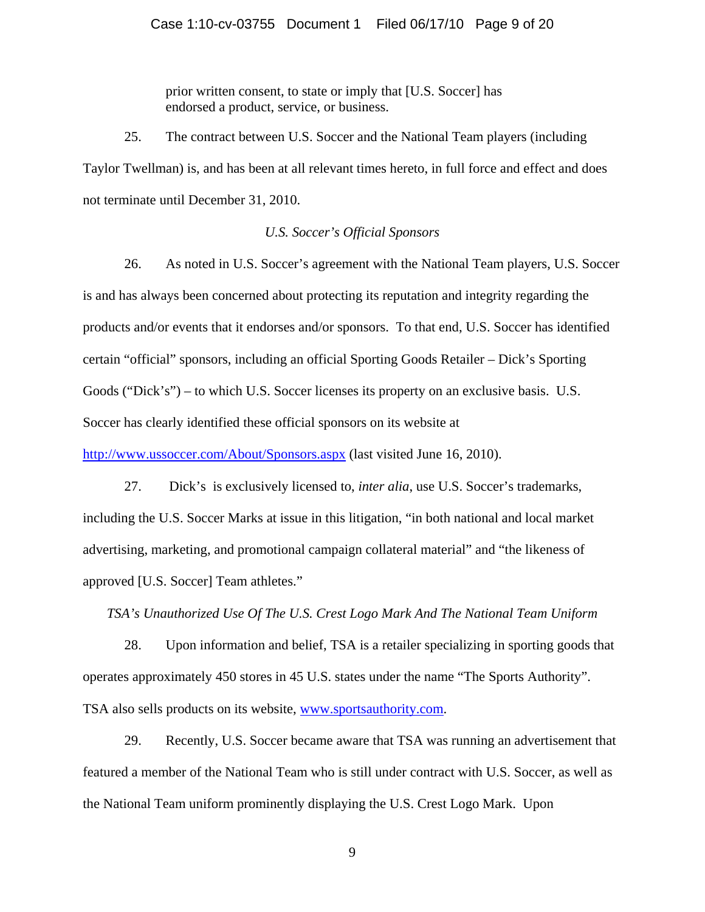prior written consent, to state or imply that [U.S. Soccer] has endorsed a product, service, or business.

25. The contract between U.S. Soccer and the National Team players (including Taylor Twellman) is, and has been at all relevant times hereto, in full force and effect and does not terminate until December 31, 2010.

*U.S. Soccer's Official Sponsors*

26. As noted in U.S. Soccer's agreement with the National Team players, U.S. Soccer is and has always been concerned about protecting its reputation and integrity regarding the products and/or events that it endorses and/or sponsors. To that end, U.S. Soccer has identified certain "official" sponsors, including an official Sporting Goods Retailer – Dick's Sporting Goods ("Dick's") – to which U.S. Soccer licenses its property on an exclusive basis. U.S. Soccer has clearly identified these official sponsors on its website at http://www.ussoccer.com/About/Sponsors.aspx (last visited June 16, 2010).

27. Dick's is exclusively licensed to, *inter alia*, use U.S. Soccer's trademarks, including the U.S. Soccer Marks at issue in this litigation, "in both national and local market advertising, marketing, and promotional campaign collateral material" and "the likeness of approved [U.S. Soccer] Team athletes."

*TSA's Unauthorized Use Of The U.S. Crest Logo Mark And The National Team Uniform*

28. Upon information and belief, TSA is a retailer specializing in sporting goods that operates approximately 450 stores in 45 U.S. states under the name "The Sports Authority". TSA also sells products on its website, www.sportsauthority.com.

29. Recently, U.S. Soccer became aware that TSA was running an advertisement that featured a member of the National Team who is still under contract with U.S. Soccer, as well as the National Team uniform prominently displaying the U.S. Crest Logo Mark. Upon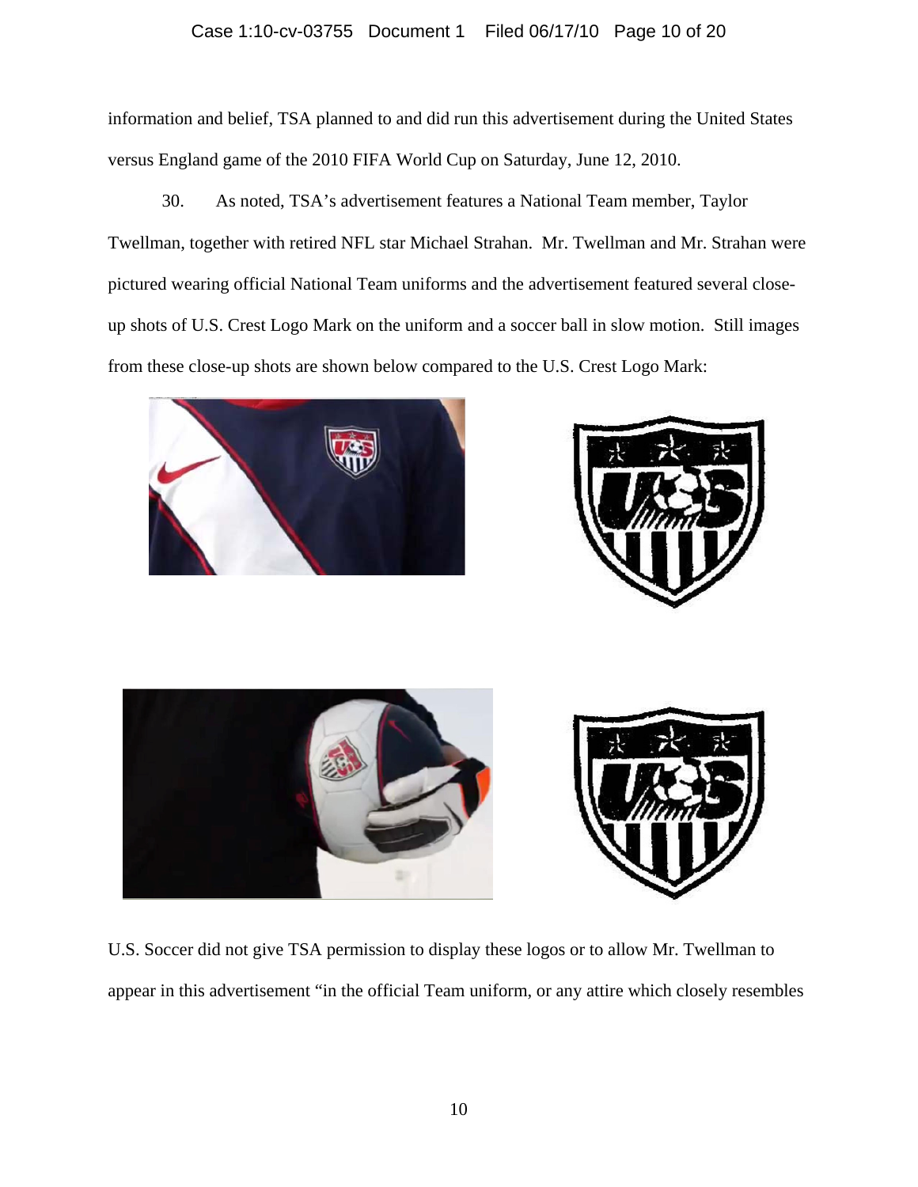information and belief, TSA planned to and did run this advertisement during the United States versus England game of the 2010 FIFA World Cup on Saturday, June 12, 2010.

30. As noted, TSA's advertisement features a National Team member, Taylor Twellman, together with retired NFL star Michael Strahan. Mr. Twellman and Mr. Strahan were pictured wearing official National Team uniforms and the advertisement featured several close-up shots of U.S. Crest Logo Mark on the uniform and a soccer ball in slow motion. Still images from these close-up shots are shown below compared to the U.S. Crest Logo Mark:

U.S. Soccer did not give TSA permission to display these logos or to allow Mr. Twellman to appear in this advertisement "in the official Team uniform, or any attire which closely resembles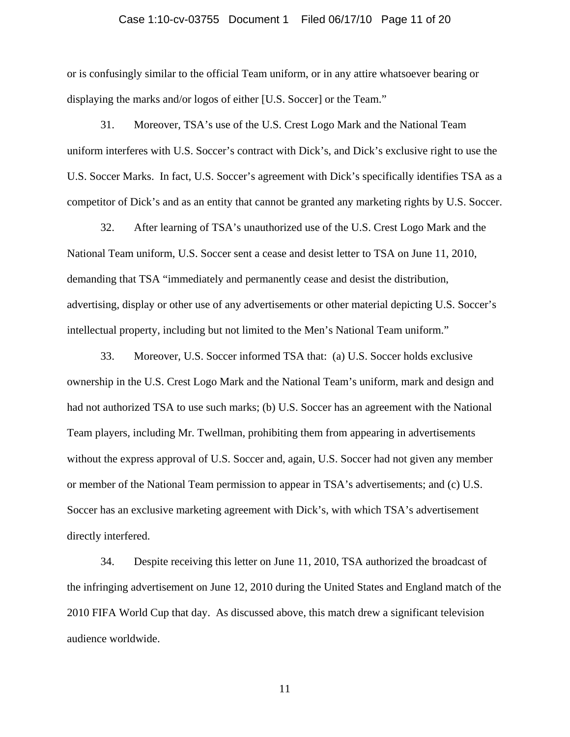or is confusingly similar to the official Team uniform, or in any attire whatsoever bearing or displaying the marks and/or logos of either [U.S. Soccer] or the Team."

31. Moreover, TSA's use of the U.S. Crest Logo Mark and the National Team uniform interferes with U.S. Soccer's contract with Dick's, and Dick's exclusive right to use the U.S. Soccer Marks. In fact, U.S. Soccer's agreement with Dick's specifically identifies TSA as a competitor of Dick's and as an entity that cannot be granted any marketing rights by U.S. Soccer.

32. After learning of TSA's unauthorized use of the U.S. Crest Logo Mark and the National Team uniform, U.S. Soccer sent a cease and desist letter to TSA on June 11, 2010, demanding that TSA "immediately and permanently cease and desist the distribution, advertising, display or other use of any advertisements or other material depicting U.S. Soccer's intellectual property, including but not limited to the Men's National Team uniform."

33. Moreover, U.S. Soccer informed TSA that: (a) U.S. Soccer holds exclusive ownership in the U.S. Crest Logo Mark and the National Team's uniform, mark and design and had not authorized TSA to use such marks; (b) U.S. Soccer has an agreement with the National Team players, including Mr. Twellman, prohibiting them from appearing in advertisements without the express approval of U.S. Soccer and, again, U.S. Soccer had not given any member or member of the National Team permission to appear in TSA's advertisements; and (c) U.S. Soccer has an exclusive marketing agreement with Dick's, with which TSA's advertisement directly interfered.

34. Despite receiving this letter on June 11, 2010, TSA authorized the broadcast of the infringing advertisement on June 12, 2010 during the United States and England match of the 2010 FIFA World Cup that day. As discussed above, this match drew a significant television audience worldwide.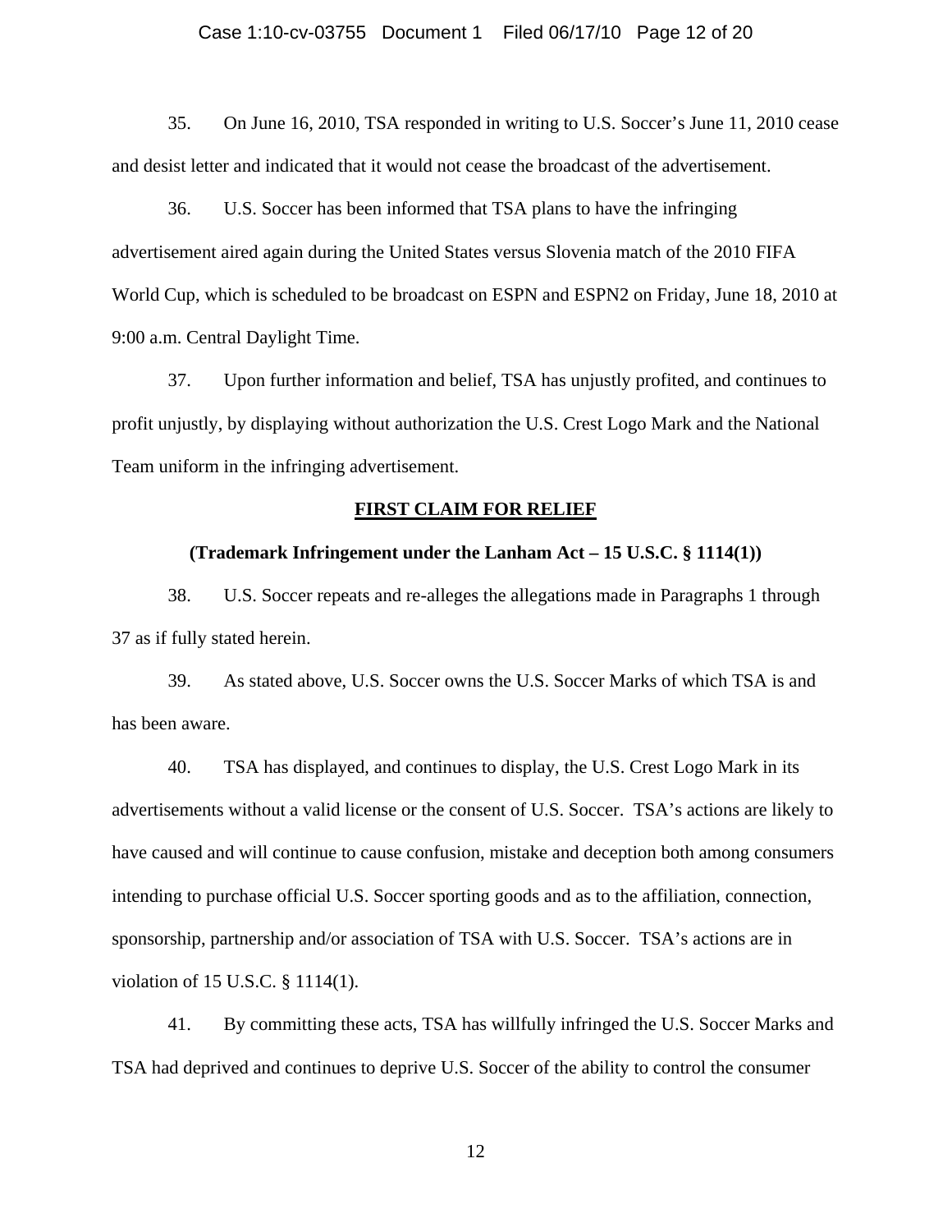35. On June 16, 2010, TSA responded in writing to U.S. Soccer's June 11, 2010 cease and desist letter and indicated that it would not cease the broadcast of the advertisement.

36. U.S. Soccer has been informed that TSA plans to have the infringing advertisement aired again during the United States versus Slovenia match of the 2010 FIFA World Cup, which is scheduled to be broadcast on ESPN and ESPN2 on Friday, June 18, 2010 at 9:00 a.m. Central Daylight Time.

37. Upon further information and belief, TSA has unjustly profited, and continues to profit unjustly, by displaying without authorization the U.S. Crest Logo Mark and the National Team uniform in the infringing advertisement.

## FIRST CLAIM FOR RELIEF

### (Trademark Infringement under the Lanham Act – 15 U.S.C. § 1114(1))

38. U.S. Soccer repeats and re-alleges the allegations made in Paragraphs 1 through 37 as if fully stated herein.

39. As stated above, U.S. Soccer owns the U.S. Soccer Marks of which TSA is and has been aware.

40. TSA has displayed, and continues to display, the U.S. Crest Logo Mark in its advertisements without a valid license or the consent of U.S. Soccer. TSA's actions are likely to have caused and will continue to cause confusion, mistake and deception both among consumers intending to purchase official U.S. Soccer sporting goods and as to the affiliation, connection, sponsorship, partnership and/or association of TSA with U.S. Soccer. TSA's actions are in violation of 15 U.S.C. § 1114(1).

41. By committing these acts, TSA has willfully infringed the U.S. Soccer Marks and TSA had deprived and continues to deprive U.S. Soccer of the ability to control the consumer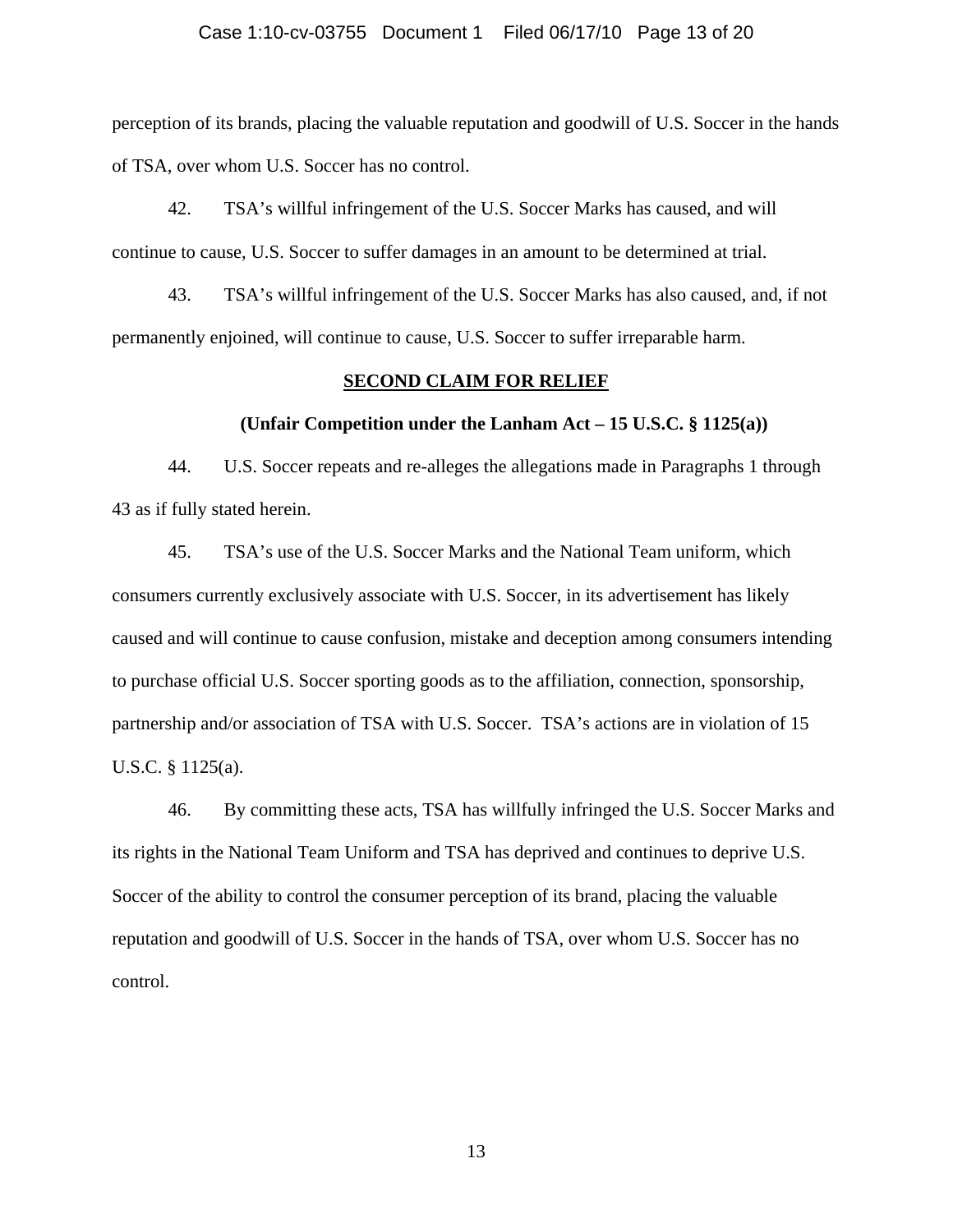perception of its brands, placing the valuable reputation and goodwill of U.S. Soccer in the hands of TSA, over whom U.S. Soccer has no control.

42. TSA's willful infringement of the U.S. Soccer Marks has caused, and will continue to cause, U.S. Soccer to suffer damages in an amount to be determined at trial.

43. TSA's willful infringement of the U.S. Soccer Marks has also caused, and, if not permanently enjoined, will continue to cause, U.S. Soccer to suffer irreparable harm.

## SECOND CLAIM FOR RELIEF

**(Unfair Competition under the Lanham Act – 15 U.S.C. § 1125(a))**

44. U.S. Soccer repeats and re-alleges the allegations made in Paragraphs 1 through 43 as if fully stated herein.

45. TSA's use of the U.S. Soccer Marks and the National Team uniform, which consumers currently exclusively associate with U.S. Soccer, in its advertisement has likely caused and will continue to cause confusion, mistake and deception among consumers intending to purchase official U.S. Soccer sporting goods as to the affiliation, connection, sponsorship, partnership and/or association of TSA with U.S. Soccer. TSA's actions are in violation of 15 U.S.C. § 1125(a).

46. By committing these acts, TSA has willfully infringed the U.S. Soccer Marks and its rights in the National Team Uniform and TSA has deprived and continues to deprive U.S. Soccer of the ability to control the consumer perception of its brand, placing the valuable reputation and goodwill of U.S. Soccer in the hands of TSA, over whom U.S. Soccer has no control.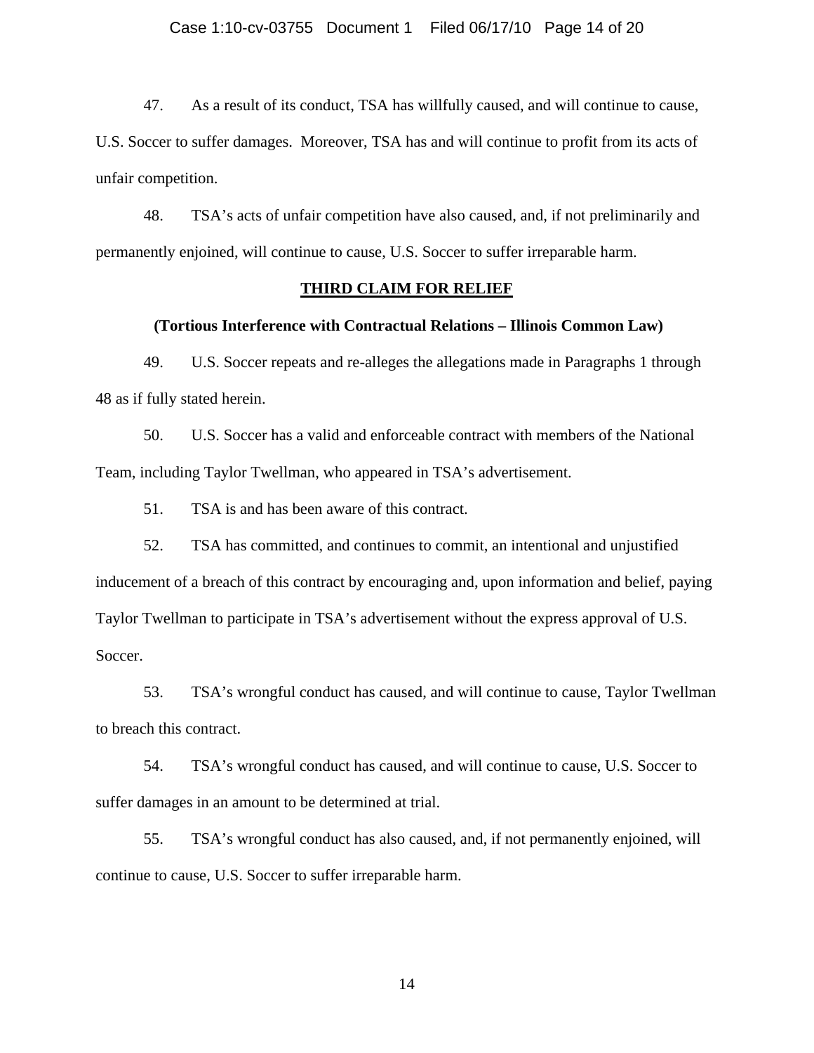47. As a result of its conduct, TSA has willfully caused, and will continue to cause, U.S. Soccer to suffer damages. Moreover, TSA has and will continue to profit from its acts of unfair competition.

48. TSA's acts of unfair competition have also caused, and, if not preliminarily and permanently enjoined, will continue to cause, U.S. Soccer to suffer irreparable harm.

## THIRD CLAIM FOR RELIEF

### (Tortious Interference with Contractual Relations – Illinois Common Law)

49. U.S. Soccer repeats and re-alleges the allegations made in Paragraphs 1 through 48 as if fully stated herein.

50. U.S. Soccer has a valid and enforceable contract with members of the National Team, including Taylor Twellman, who appeared in TSA's advertisement.

51. TSA is and has been aware of this contract.

52. TSA has committed, and continues to commit, an intentional and unjustified inducement of a breach of this contract by encouraging and, upon information and belief, paying Taylor Twellman to participate in TSA's advertisement without the express approval of U.S. Soccer.

53. TSA's wrongful conduct has caused, and will continue to cause, Taylor Twellman to breach this contract.

54. TSA's wrongful conduct has caused, and will continue to cause, U.S. Soccer to suffer damages in an amount to be determined at trial.

55. TSA's wrongful conduct has also caused, and, if not permanently enjoined, will continue to cause, U.S. Soccer to suffer irreparable harm.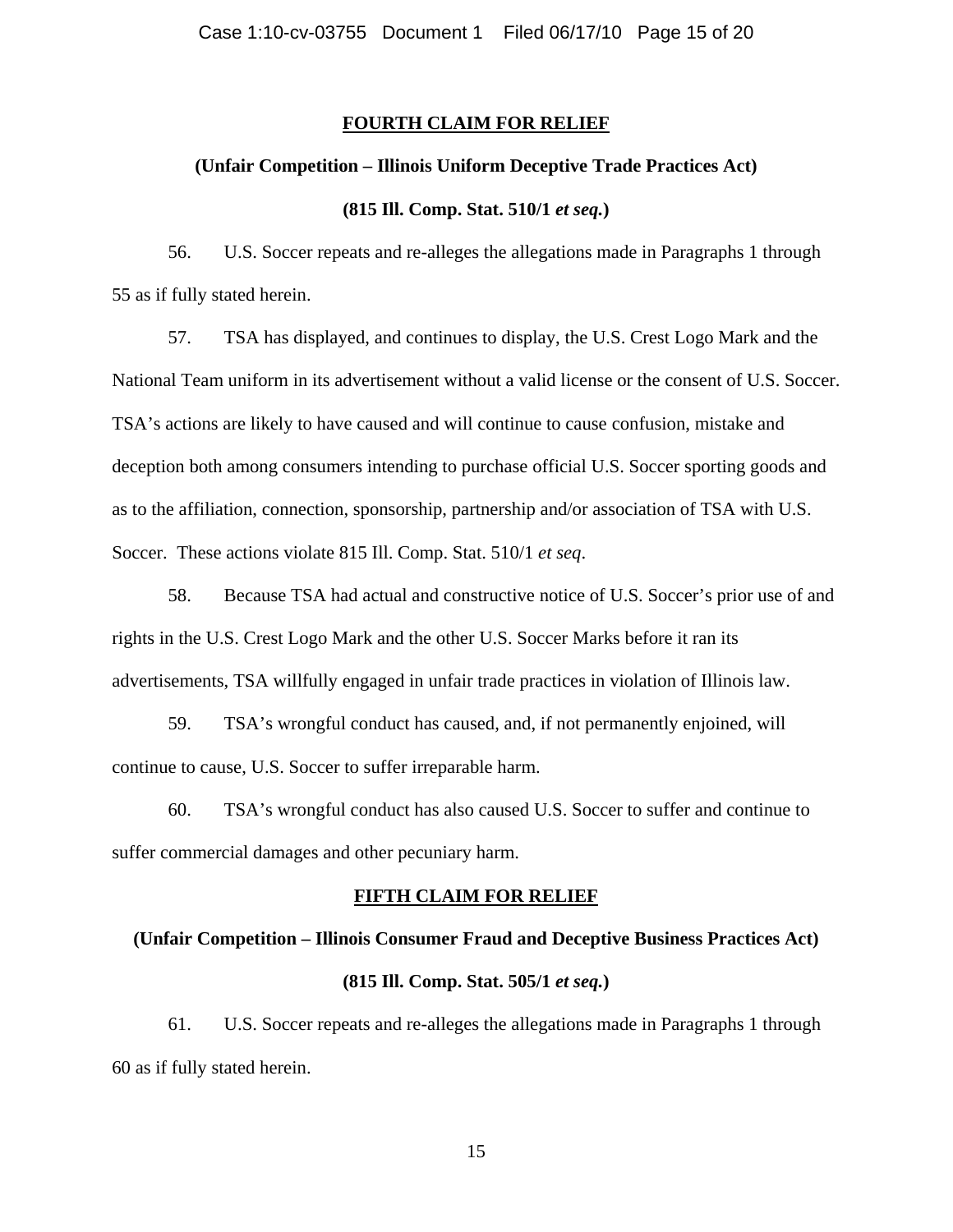## FOURTH CLAIM FOR RELIEF

### (Unfair Competition – Illinois Uniform Deceptive Trade Practices Act)

### (815 Ill. Comp. Stat. 510/1 *et seq.*)

56. U.S. Soccer repeats and re-alleges the allegations made in Paragraphs 1 through 55 as if fully stated herein.

57. TSA has displayed, and continues to display, the U.S. Crest Logo Mark and the National Team uniform in its advertisement without a valid license or the consent of U.S. Soccer. TSA's actions are likely to have caused and will continue to cause confusion, mistake and deception both among consumers intending to purchase official U.S. Soccer sporting goods and as to the affiliation, connection, sponsorship, partnership and/or association of TSA with U.S. Soccer. These actions violate 815 Ill. Comp. Stat. 510/1 *et seq*.

58. Because TSA had actual and constructive notice of U.S. Soccer's prior use of and rights in the U.S. Crest Logo Mark and the other U.S. Soccer Marks before it ran its advertisements, TSA willfully engaged in unfair trade practices in violation of Illinois law.

59. TSA's wrongful conduct has caused, and, if not permanently enjoined, will continue to cause, U.S. Soccer to suffer irreparable harm.

60. TSA's wrongful conduct has also caused U.S. Soccer to suffer and continue to suffer commercial damages and other pecuniary harm.

## FIFTH CLAIM FOR RELIEF

### (Unfair Competition – Illinois Consumer Fraud and Deceptive Business Practices Act)

### (815 Ill. Comp. Stat. 505/1 *et seq.*)

61. U.S. Soccer repeats and re-alleges the allegations made in Paragraphs 1 through 60 as if fully stated herein.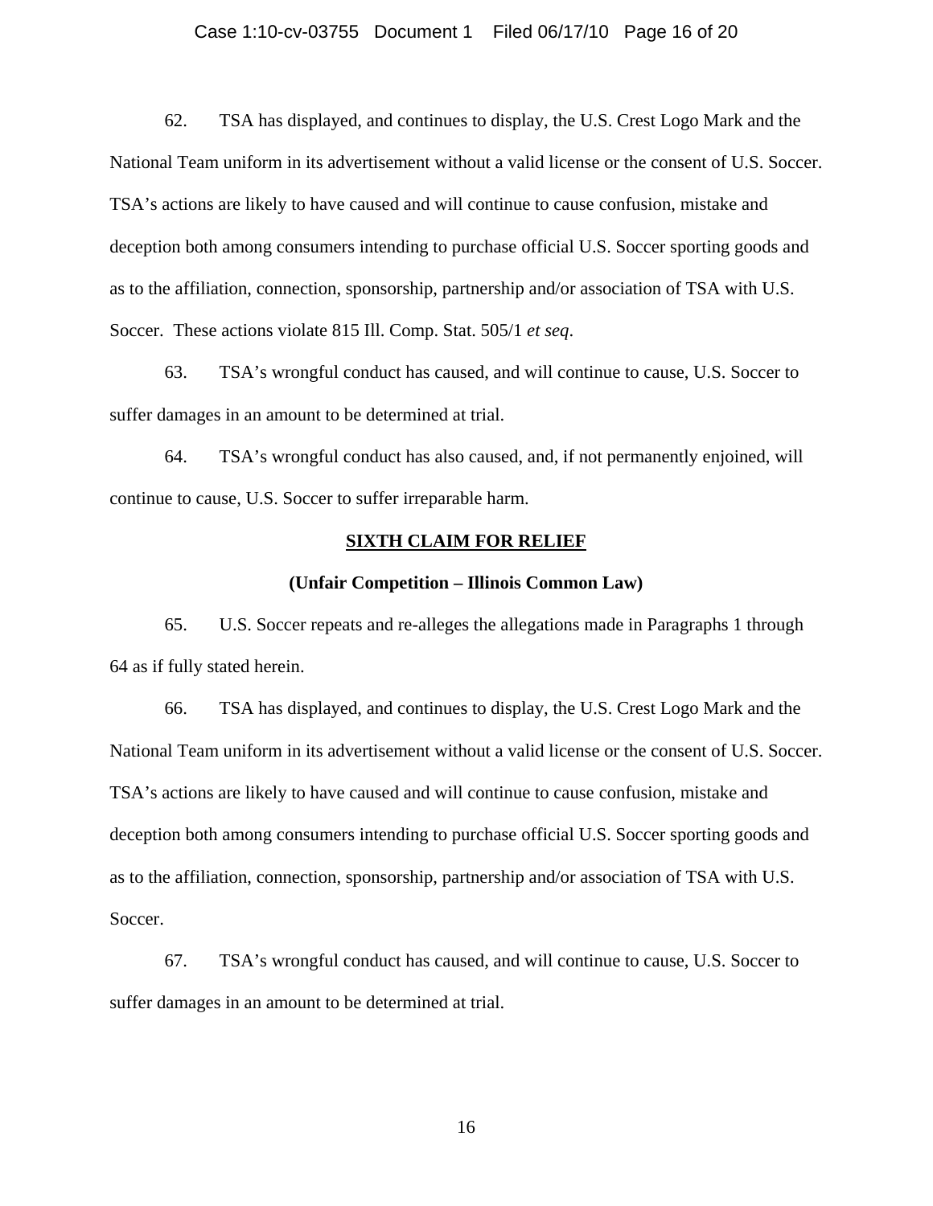62. TSA has displayed, and continues to display, the U.S. Crest Logo Mark and the National Team uniform in its advertisement without a valid license or the consent of U.S. Soccer. TSA's actions are likely to have caused and will continue to cause confusion, mistake and deception both among consumers intending to purchase official U.S. Soccer sporting goods and as to the affiliation, connection, sponsorship, partnership and/or association of TSA with U.S. Soccer. These actions violate 815 Ill. Comp. Stat. 505/1 *et seq*.

63. TSA's wrongful conduct has caused, and will continue to cause, U.S. Soccer to suffer damages in an amount to be determined at trial.

64. TSA's wrongful conduct has also caused, and, if not permanently enjoined, will continue to cause, U.S. Soccer to suffer irreparable harm.

## SIXTH CLAIM FOR RELIEF

### (Unfair Competition – Illinois Common Law)

65. U.S. Soccer repeats and re-alleges the allegations made in Paragraphs 1 through 64 as if fully stated herein.

66. TSA has displayed, and continues to display, the U.S. Crest Logo Mark and the National Team uniform in its advertisement without a valid license or the consent of U.S. Soccer. TSA's actions are likely to have caused and will continue to cause confusion, mistake and deception both among consumers intending to purchase official U.S. Soccer sporting goods and as to the affiliation, connection, sponsorship, partnership and/or association of TSA with U.S. Soccer.

67. TSA's wrongful conduct has caused, and will continue to cause, U.S. Soccer to suffer damages in an amount to be determined at trial.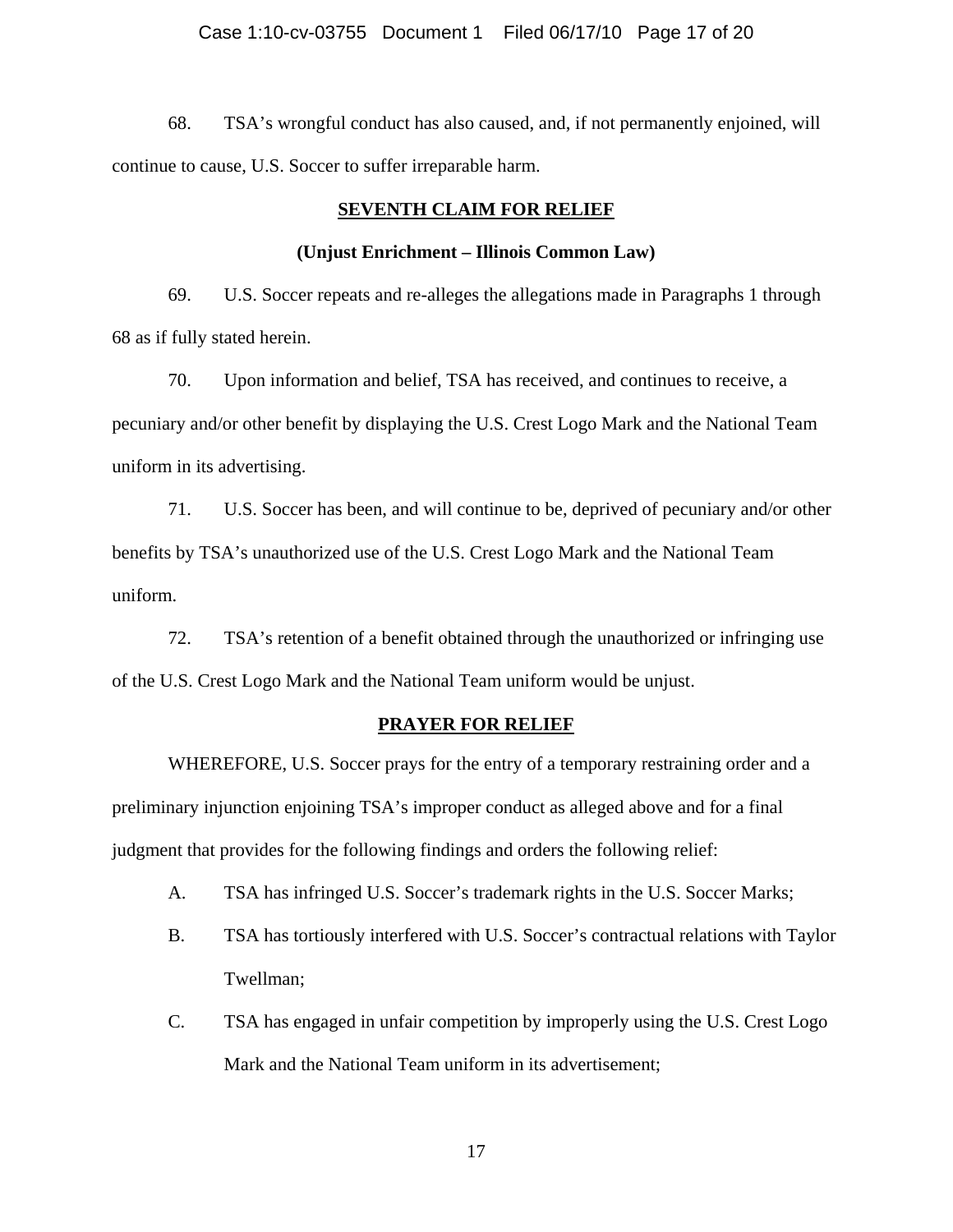68. TSA's wrongful conduct has also caused, and, if not permanently enjoined, will continue to cause, U.S. Soccer to suffer irreparable harm.

## SEVENTH CLAIM FOR RELIEF

### (Unjust Enrichment – Illinois Common Law)

69. U.S. Soccer repeats and re-alleges the allegations made in Paragraphs 1 through 68 as if fully stated herein.

70. Upon information and belief, TSA has received, and continues to receive, a pecuniary and/or other benefit by displaying the U.S. Crest Logo Mark and the National Team uniform in its advertising.

71. U.S. Soccer has been, and will continue to be, deprived of pecuniary and/or other benefits by TSA's unauthorized use of the U.S. Crest Logo Mark and the National Team uniform.

72. TSA's retention of a benefit obtained through the unauthorized or infringing use of the U.S. Crest Logo Mark and the National Team uniform would be unjust.

## PRAYER FOR RELIEF

WHEREFORE, U.S. Soccer prays for the entry of a temporary restraining order and a preliminary injunction enjoining TSA's improper conduct as alleged above and for a final judgment that provides for the following findings and orders the following relief:

A. TSA has infringed U.S. Soccer's trademark rights in the U.S. Soccer Marks;

B. TSA has tortiously interfered with U.S. Soccer's contractual relations with Taylor Twellman;

C. TSA has engaged in unfair competition by improperly using the U.S. Crest Logo Mark and the National Team uniform in its advertisement;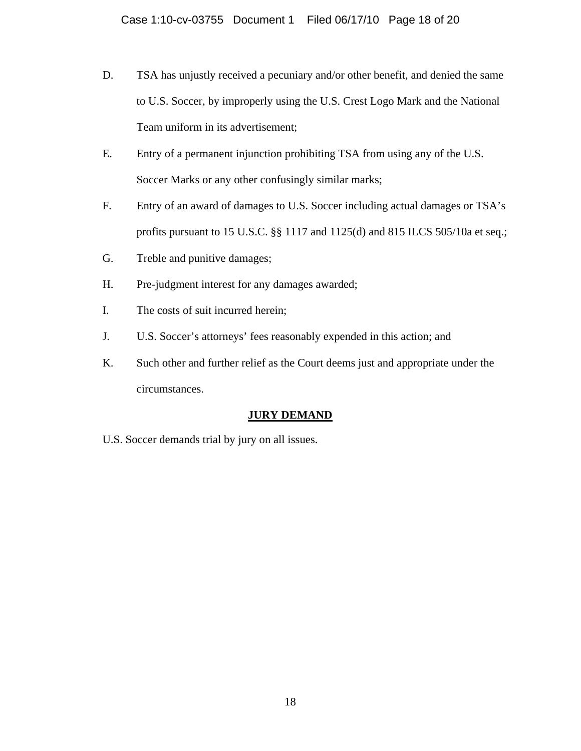D. TSA has unjustly received a pecuniary and/or other benefit, and denied the same to U.S. Soccer, by improperly using the U.S. Crest Logo Mark and the National Team uniform in its advertisement;

E. Entry of a permanent injunction prohibiting TSA from using any of the U.S. Soccer Marks or any other confusingly similar marks;

F. Entry of an award of damages to U.S. Soccer including actual damages or TSA's profits pursuant to 15 U.S.C. §§ 1117 and 1125(d) and 815 ILCS 505/10a et seq.;

G. Treble and punitive damages;

H. Pre-judgment interest for any damages awarded;

I. The costs of suit incurred herein;

J. U.S. Soccer's attorneys' fees reasonably expended in this action; and

K. Such other and further relief as the Court deems just and appropriate under the circumstances.

## JURY DEMAND

U.S. Soccer demands trial by jury on all issues.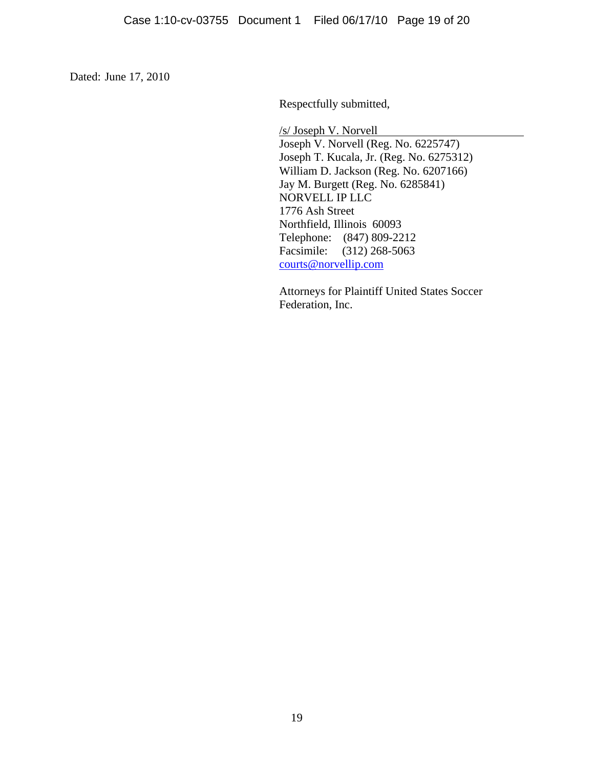Dated: June 17, 2010

Respectfully submitted,

/s/ Joseph V. Norvell
Joseph V. Norvell (Reg. No. 6225747)
Joseph T. Kucala, Jr. (Reg. No. 6275312)
William D. Jackson (Reg. No. 6207166)
Jay M. Burgett (Reg. No. 6285841)
NORVELL IP LLC
1776 Ash Street
Northfield, Illinois 60093
Telephone: (847) 809-2212
Facsimile: (312) 268-5063
courts@norvellip.com

Attorneys for Plaintiff United States Soccer Federation, Inc.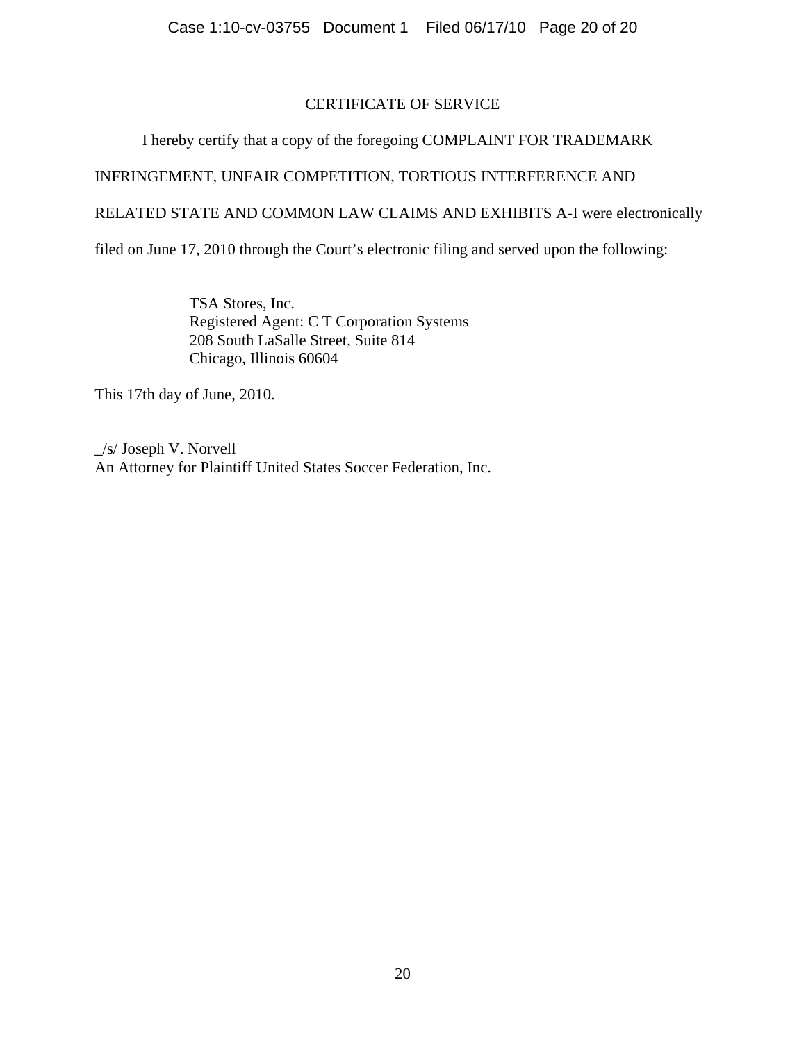## CERTIFICATE OF SERVICE

I hereby certify that a copy of the foregoing COMPLAINT FOR TRADEMARK INFRINGEMENT, UNFAIR COMPETITION, TORTIOUS INTERFERENCE AND RELATED STATE AND COMMON LAW CLAIMS AND EXHIBITS A-I were electronically filed on June 17, 2010 through the Court's electronic filing and served upon the following:

> TSA Stores, Inc.
> Registered Agent: C T Corporation Systems
> 208 South LaSalle Street, Suite 814
> Chicago, Illinois 60604

This 17th day of June, 2010.

/s/ Joseph V. Norvell
An Attorney for Plaintiff United States Soccer Federation, Inc.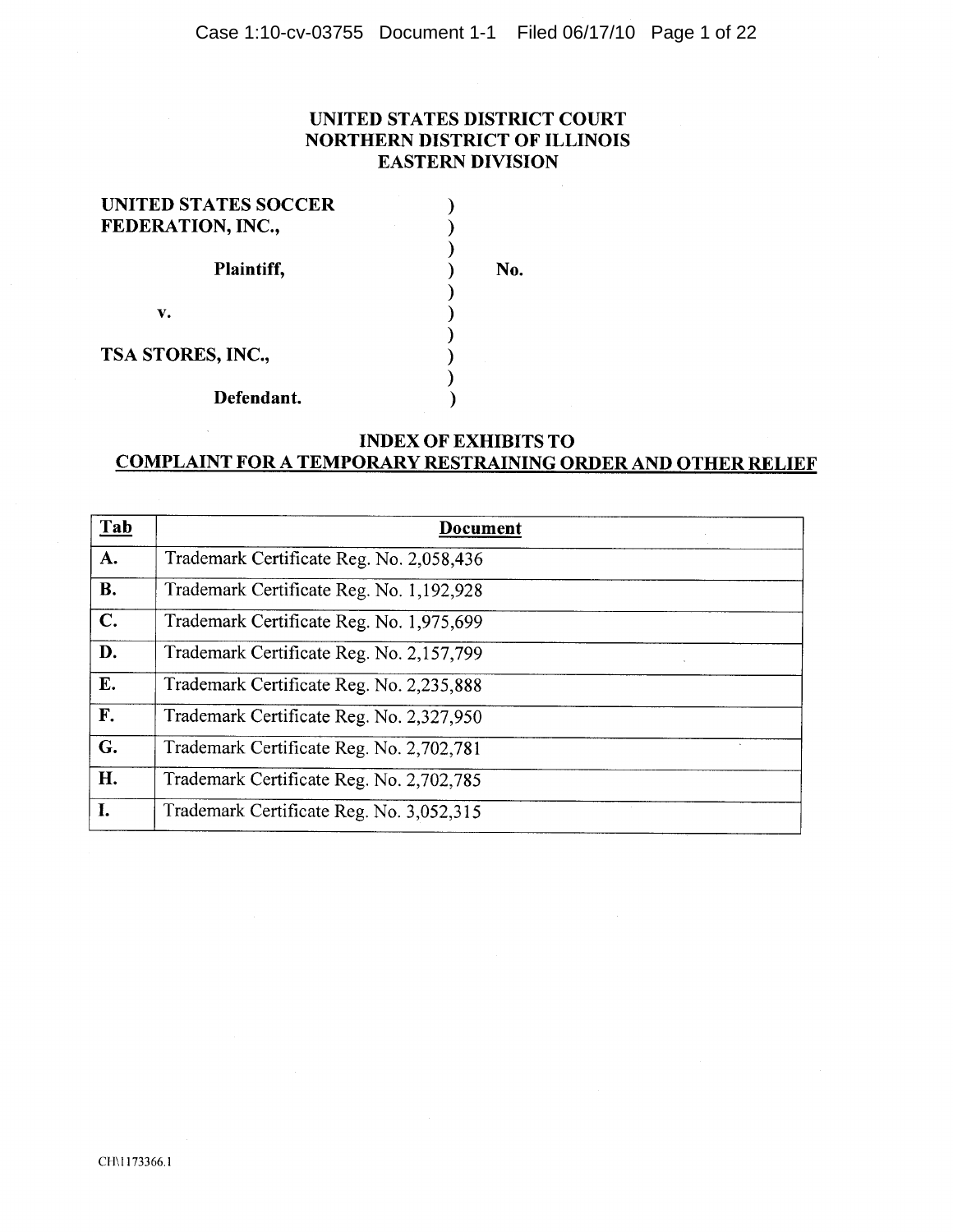**UNITED STATES DISTRICT COURT**
**NORTHERN DISTRICT OF ILLINOIS**
**EASTERN DIVISION**

| | | |
|---|---|---|
| **UNITED STATES SOCCER FEDERATION, INC.,** | ) | |
| | ) | |
| **Plaintiff,** | ) | **No.** |
| | ) | |
| **v.** | ) | |
| | ) | |
| **TSA STORES, INC.,** | ) | |
| | ) | |
| **Defendant.** | ) | |

**INDEX OF EXHIBITS TO**
**COMPLAINT FOR A TEMPORARY RESTRAINING ORDER AND OTHER RELIEF**

| Tab | Document |
|---|---|
| **A.** | Trademark Certificate Reg. No. 2,058,436 |
| **B.** | Trademark Certificate Reg. No. 1,192,928 |
| **C.** | Trademark Certificate Reg. No. 1,975,699 |
| **D.** | Trademark Certificate Reg. No. 2,157,799 |
| **E.** | Trademark Certificate Reg. No. 2,235,888 |
| **F.** | Trademark Certificate Reg. No. 2,327,950 |
| **G.** | Trademark Certificate Reg. No. 2,702,781 |
| **H.** | Trademark Certificate Reg. No. 2,702,785 |
| **I.** | Trademark Certificate Reg. No. 3,052,315 |

CH\1173366.1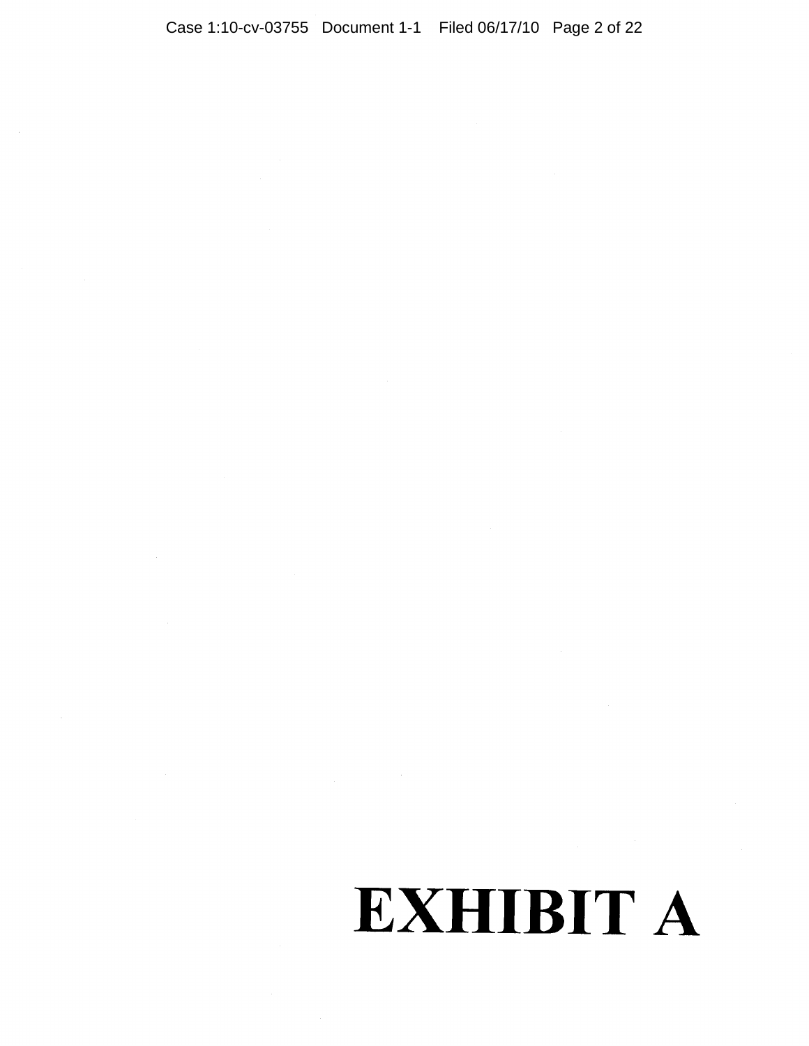# EXHIBIT A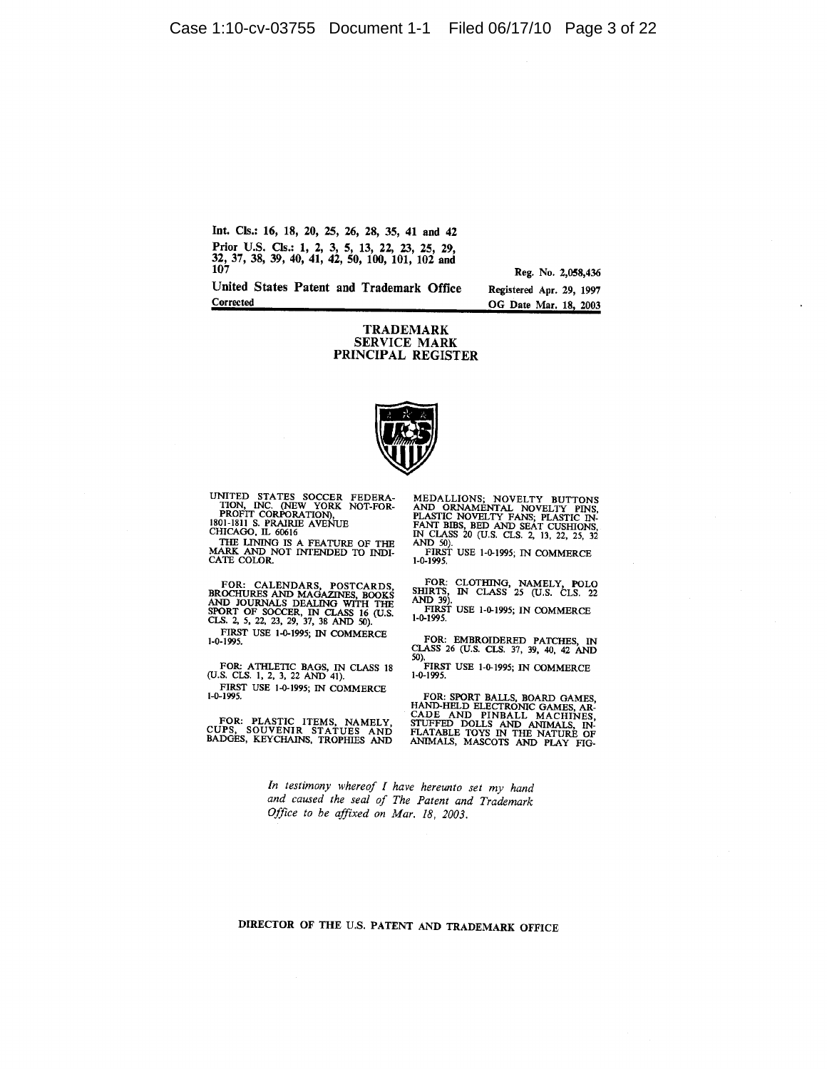Int. Cls.: 16, 18, 20, 25, 26, 28, 35, 41 and 42

Prior U.S. Cls.: 1, 2, 3, 5, 13, 22, 23, 25, 29, 32, 37, 38, 39, 40, 41, 42, 50, 100, 101, 102 and 107

Reg. No. 2,058,436

United States Patent and Trademark Office

Registered Apr. 29, 1997

Corrected

OG Date Mar. 18, 2003

**TRADEMARK**
**SERVICE MARK**
**PRINCIPAL REGISTER**

UNITED STATES SOCCER FEDERATION, INC. (NEW YORK NOT-FOR-PROFIT CORPORATION), 1801-1811 S. PRAIRIE AVENUE CHICAGO, IL 60616

THE LINING IS A FEATURE OF THE MARK AND NOT INTENDED TO INDICATE COLOR.

FOR: CALENDARS, POSTCARDS, BROCHURES AND MAGAZINES, BOOKS AND JOURNALS DEALING WITH THE SPORT OF SOCCER, IN CLASS 16 (U.S. CLS. 2, 5, 22, 23, 29, 37, 38 AND 50).

FIRST USE 1-0-1995; IN COMMERCE 1-0-1995.

FOR: ATHLETIC BAGS, IN CLASS 18 (U.S. CLS. 1, 2, 3, 22 AND 41).

FIRST USE 1-0-1995; IN COMMERCE 1-0-1995.

FOR: PLASTIC ITEMS, NAMELY, CUPS, SOUVENIR STATUES AND BADGES, KEYCHAINS, TROPHIES AND MEDALLIONS; NOVELTY BUTTONS AND ORNAMENTAL NOVELTY PINS, PLASTIC NOVELTY FANS; PLASTIC INFANT BIBS, BED AND SEAT CUSHIONS, IN CLASS 20 (U.S. CLS. 2, 13, 22, 25, 32 AND 50).

FIRST USE 1-0-1995; IN COMMERCE 1-0-1995.

FOR: CLOTHING, NAMELY, POLO SHIRTS, IN CLASS 25 (U.S. CLS. 22 AND 39).

FIRST USE 1-0-1995; IN COMMERCE 1-0-1995.

FOR: EMBROIDERED PATCHES, IN CLASS 26 (U.S. CLS. 37, 39, 40, 42 AND 50).

FIRST USE 1-0-1995; IN COMMERCE 1-0-1995.

FOR: SPORT BALLS, BOARD GAMES, HAND-HELD ELECTRONIC GAMES, ARCADE AND PINBALL MACHINES, STUFFED DOLLS AND ANIMALS, INFLATABLE TOYS IN THE NATURE OF ANIMALS, MASCOTS AND PLAY FIG-

*In testimony whereof I have hereunto set my hand and caused the seal of The Patent and Trademark Office to be affixed on Mar. 18, 2003.*

DIRECTOR OF THE U.S. PATENT AND TRADEMARK OFFICE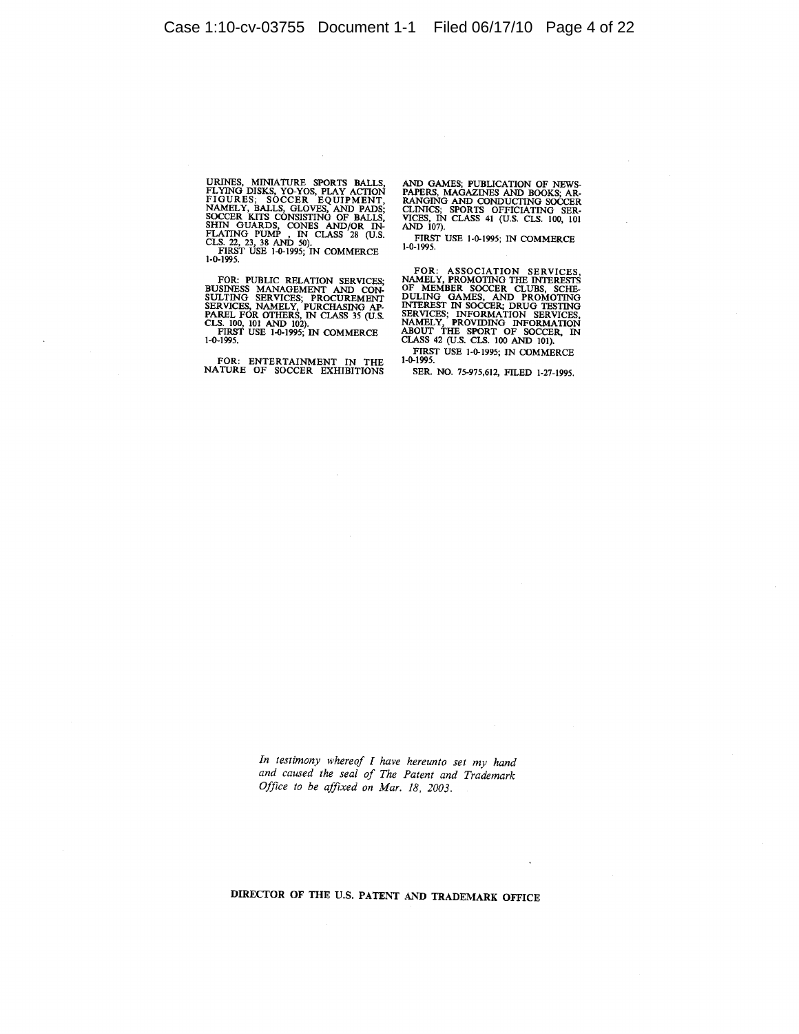URINES, MINIATURE SPORTS BALLS, FLYING DISKS, YO-YOS, PLAY ACTION FIGURES; SOCCER EQUIPMENT, NAMELY, BALLS, GLOVES, AND PADS; SOCCER KITS CONSISTING OF BALLS, SHIN GUARDS, CONES AND/OR INFLATING PUMP , IN CLASS 28 (U.S. CLS. 22, 23, 38 AND 50).

FIRST USE 1-0-1995; IN COMMERCE 1-0-1995.

FOR: PUBLIC RELATION SERVICES; BUSINESS MANAGEMENT AND CONSULTING SERVICES; PROCUREMENT SERVICES, NAMELY, PURCHASING APPAREL FOR OTHERS, IN CLASS 35 (U.S. CLS. 100, 101 AND 102).

FIRST USE 1-0-1995; IN COMMERCE 1-0-1995.

FOR: ENTERTAINMENT IN THE NATURE OF SOCCER EXHIBITIONS AND GAMES; PUBLICATION OF NEWSPAPERS, MAGAZINES AND BOOKS; ARRANGING AND CONDUCTING SOCCER CLINICS; SPORTS OFFICIATING SERVICES, IN CLASS 41 (U.S. CLS. 100, 101 AND 107).

FIRST USE 1-0-1995; IN COMMERCE 1-0-1995.

FOR: ASSOCIATION SERVICES, NAMELY, PROMOTING THE INTERESTS OF MEMBER SOCCER CLUBS, SCHEDULING GAMES, AND PROMOTING INTEREST IN SOCCER; DRUG TESTING SERVICES; INFORMATION SERVICES, NAMELY, PROVIDING INFORMATION ABOUT THE SPORT OF SOCCER, IN CLASS 42 (U.S. CLS. 100 AND 101).

FIRST USE 1-0-1995; IN COMMERCE 1-0-1995.

SER. NO. 75-975,612, FILED 1-27-1995.

*In testimony whereof I have hereunto set my hand and caused the seal of The Patent and Trademark Office to be affixed on Mar. 18, 2003.*

**DIRECTOR OF THE U.S. PATENT AND TRADEMARK OFFICE**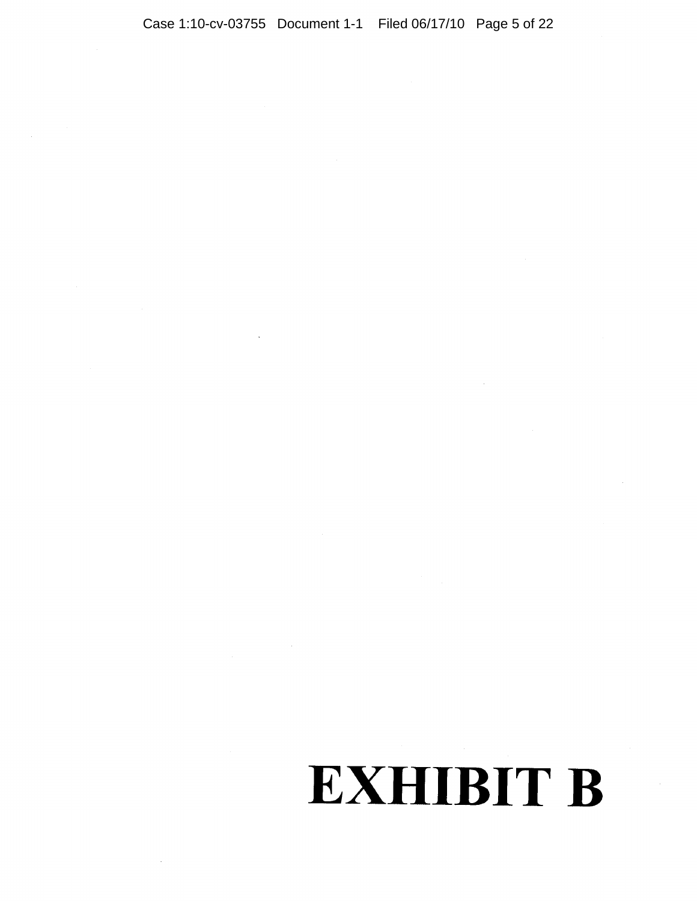# EXHIBIT B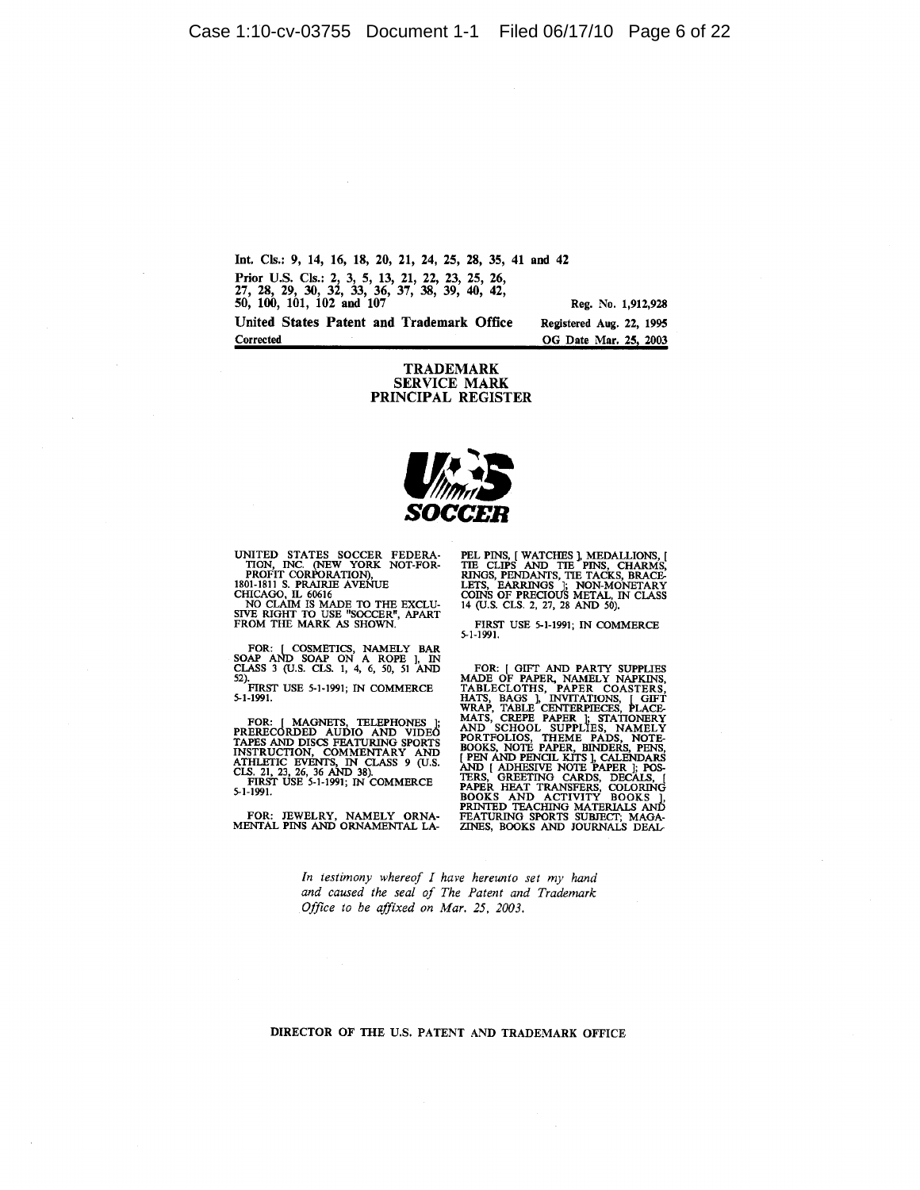Int. Cls.: 9, 14, 16, 18, 20, 21, 24, 25, 28, 35, 41 and 42

Prior U.S. Cls.: 2, 3, 5, 13, 21, 22, 23, 25, 26, 27, 28, 29, 30, 32, 33, 36, 37, 38, 39, 40, 42, 50, 100, 101, 102 and 107

Reg. No. 1,912,928

**United States Patent and Trademark Office**

Registered Aug. 22, 1995

Corrected

OG Date Mar. 25, 2003

**TRADEMARK**
**SERVICE MARK**
**PRINCIPAL REGISTER**

US SOCCER

UNITED STATES SOCCER FEDERATION, INC. (NEW YORK NOT-FOR-PROFIT CORPORATION), 1801-1811 S. PRAIRIE AVENUE CHICAGO, IL 60616

NO CLAIM IS MADE TO THE EXCLUSIVE RIGHT TO USE "SOCCER", APART FROM THE MARK AS SHOWN.

FOR: [ COSMETICS, NAMELY BAR SOAP AND SOAP ON A ROPE ], IN CLASS 3 (U.S. CLS. 1, 4, 6, 50, 51 AND 52).

FIRST USE 5-1-1991; IN COMMERCE 5-1-1991.

FOR: [ MAGNETS, TELEPHONES ]; PRERECORDED AUDIO AND VIDEO TAPES AND DISCS FEATURING SPORTS INSTRUCTION, COMMENTARY AND ATHLETIC EVENTS, IN CLASS 9 (U.S. CLS. 21, 23, 26, 36 AND 38).

FIRST USE 5-1-1991; IN COMMERCE 5-1-1991.

FOR: JEWELRY, NAMELY ORNAMENTAL PINS AND ORNAMENTAL LAPEL PINS, [ WATCHES ], MEDALLIONS, [ TIE CLIPS AND TIE PINS, CHARMS, RINGS, PENDANTS, TIE TACKS, BRACELETS, EARRINGS ]; NON-MONETARY COINS OF PRECIOUS METAL, IN CLASS 14 (U.S. CLS. 2, 27, 28 AND 50).

FIRST USE 5-1-1991; IN COMMERCE 5-1-1991.

FOR: [ GIFT AND PARTY SUPPLIES MADE OF PAPER, NAMELY NAPKINS, TABLECLOTHS, PAPER COASTERS, HATS, BAGS ], INVITATIONS, [ GIFT WRAP, TABLE CENTERPIECES, PLACEMATS, CREPE PAPER ]; STATIONERY AND SCHOOL SUPPLIES, NAMELY PORTFOLIOS, THEME PADS, NOTEBOOKS, NOTE PAPER, BINDERS, PENS, [ PEN AND PENCIL KITS ], CALENDARS AND [ ADHESIVE NOTE PAPER ]; POSTERS, GREETING CARDS, DECALS, [ PAPER HEAT TRANSFERS, COLORING BOOKS AND ACTIVITY BOOKS ], PRINTED TEACHING MATERIALS AND FEATURING SPORTS SUBJECT; MAGAZINES, BOOKS AND JOURNALS DEAL-

*In testimony whereof I have hereunto set my hand and caused the seal of The Patent and Trademark Office to be affixed on Mar. 25, 2003.*

DIRECTOR OF THE U.S. PATENT AND TRADEMARK OFFICE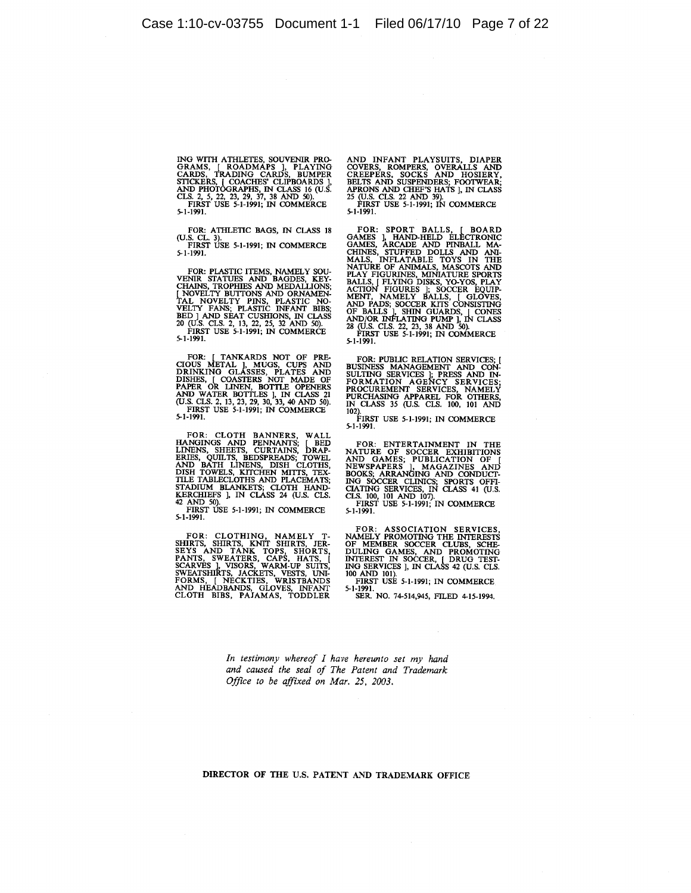ING WITH ATHLETES, SOUVENIR PROGRAMS, [ ROADMAPS ], PLAYING CARDS, TRADING CARDS, BUMPER STICKERS, [ COACHES' CLIPBOARDS ], AND PHOTOGRAPHS, IN CLASS 16 (U.S. CLS. 2, 5, 22, 23, 29, 37, 38 AND 50).
FIRST USE 5-1-1991; IN COMMERCE 5-1-1991.

FOR: ATHLETIC BAGS, IN CLASS 18 (U.S. CL. 3).
FIRST USE 5-1-1991; IN COMMERCE 5-1-1991.

FOR: PLASTIC ITEMS, NAMELY SOUVENIR STATUES AND BAGDES, KEYCHAINS, TROPHIES AND MEDALLIONS; [ NOVELTY BUTTONS AND ORNAMENTAL NOVELTY PINS, PLASTIC NOVELTY FANS; PLASTIC INFANT BIBS; BED ] AND SEAT CUSHIONS, IN CLASS 20 (U.S. CLS. 2, 13, 22, 25, 32 AND 50).
FIRST USE 5-1-1991; IN COMMERCE 5-1-1991.

FOR: [ TANKARDS NOT OF PRECIOUS METAL ], MUGS, CUPS AND DRINKING GLASSES, PLATES AND DISHES, [ COASTERS NOT MADE OF PAPER OR LINEN, BOTTLE OPENERS AND WATER BOTTLES ], IN CLASS 21 (U.S. CLS. 2, 13, 23, 29, 30, 33, 40 AND 50).
FIRST USE 5-1-1991; IN COMMERCE 5-1-1991.

FOR: CLOTH BANNERS, WALL HANGINGS AND PENNANTS; [ BED LINENS, SHEETS, CURTAINS, DRAPERIES, QUILTS, BEDSPREADS; TOWEL AND BATH LINENS, DISH CLOTHS, DISH TOWELS, KITCHEN MITTS, TEXTILE TABLECLOTHS AND PLACEMATS; STADIUM BLANKETS; CLOTH HANDKERCHIEFS ], IN CLASS 24 (U.S. CLS. 42 AND 50).
FIRST USE 5-1-1991; IN COMMERCE 5-1-1991.

FOR: CLOTHING, NAMELY T-SHIRTS, SHIRTS, KNIT SHIRTS, JERSEYS AND TANK TOPS, SHORTS, PANTS, SWEATERS, CAPS, HATS, [ SCARVES ], VISORS, WARM-UP SUITS, SWEATSHIRTS, JACKETS, VESTS, UNIFORMS, [ NECKTIES, WRISTBANDS AND HEADBANDS, GLOVES, INFANT CLOTH BIBS, PAJAMAS, TODDLER AND INFANT PLAYSUITS, DIAPER COVERS, ROMPERS, OVERALLS AND CREEPERS, SOCKS AND HOSIERY, BELTS AND SUSPENDERS; FOOTWEAR; APRONS AND CHEF'S HATS ], IN CLASS 25 (U.S. CLS. 22 AND 39).
FIRST USE 5-1-1991; IN COMMERCE 5-1-1991.

FOR: SPORT BALLS, [ BOARD GAMES ], HAND-HELD ELECTRONIC GAMES, ARCADE AND PINBALL MACHINES, STUFFED DOLLS AND ANIMALS, INFLATABLE TOYS IN THE NATURE OF ANIMALS, MASCOTS AND PLAY FIGURINES, MINIATURE SPORTS BALLS, [ FLYING DISKS, YO-YOS, PLAY ACTION FIGURES ]; SOCCER EQUIPMENT, NAMELY BALLS, [ GLOVES, AND PADS; SOCCER KITS CONSISTING OF BALLS ], SHIN GUARDS, [ CONES AND/OR INFLATING PUMP ], IN CLASS 28 (U.S. CLS. 22, 23, 38 AND 50).
FIRST USE 5-1-1991; IN COMMERCE 5-1-1991.

FOR: PUBLIC RELATION SERVICES; [ BUSINESS MANAGEMENT AND CONSULTING SERVICES ]; PRESS AND INFORMATION AGENCY SERVICES; PROCUREMENT SERVICES, NAMELY PURCHASING APPAREL FOR OTHERS, IN CLASS 35 (U.S. CLS. 100, 101 AND 102).
FIRST USE 5-1-1991; IN COMMERCE 5-1-1991.

FOR: ENTERTAINMENT IN THE NATURE OF SOCCER EXHIBITIONS AND GAMES; PUBLICATION OF [ NEWSPAPERS ], MAGAZINES AND BOOKS; ARRANGING AND CONDUCTING SOCCER CLINICS; SPORTS OFFICIATING SERVICES, IN CLASS 41 (U.S. CLS. 100, 101 AND 107).
FIRST USE 5-1-1991; IN COMMERCE 5-1-1991.

FOR: ASSOCIATION SERVICES, NAMELY PROMOTING THE INTERESTS OF MEMBER SOCCER CLUBS, SCHEDULING GAMES, AND PROMOTING INTEREST IN SOCCER, [ DRUG TESTING SERVICES ], IN CLASS 42 (U.S. CLS. 100 AND 101).
FIRST USE 5-1-1991; IN COMMERCE 5-1-1991.
SER. NO. 74-514,945, FILED 4-15-1994.

*In testimony whereof I have hereunto set my hand and caused the seal of The Patent and Trademark Office to be affixed on Mar. 25, 2003.*

DIRECTOR OF THE U.S. PATENT AND TRADEMARK OFFICE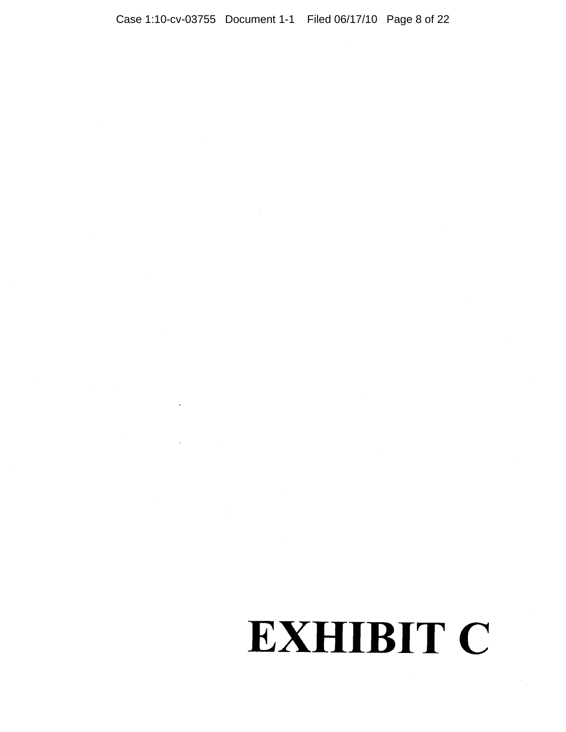# EXHIBIT C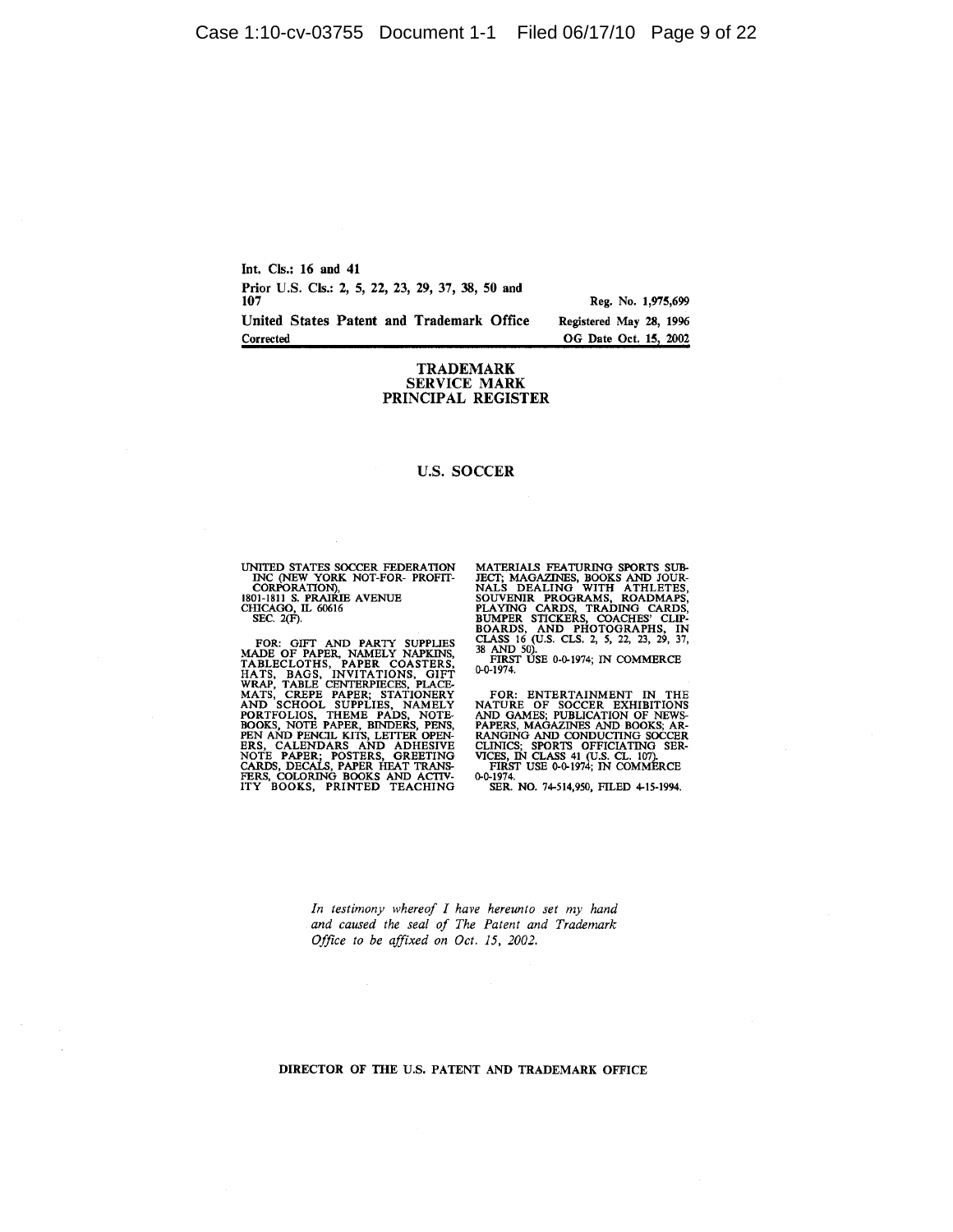Int. Cls.: 16 and 41

Prior U.S. Cls.: 2, 5, 22, 23, 29, 37, 38, 50 and 107

Reg. No. 1,975,699

**United States Patent and Trademark Office**

Registered May 28, 1996

Corrected

OG Date Oct. 15, 2002

**TRADEMARK**
**SERVICE MARK**
**PRINCIPAL REGISTER**

**U.S. SOCCER**

UNITED STATES SOCCER FEDERATION INC (NEW YORK NOT-FOR- PROFIT-CORPORATION),
1801-1811 S. PRAIRIE AVENUE
CHICAGO, IL 60616
SEC. 2(F).

FOR: GIFT AND PARTY SUPPLIES MADE OF PAPER, NAMELY NAPKINS, TABLECLOTHS, PAPER COASTERS, HATS, BAGS, INVITATIONS, GIFT WRAP, TABLE CENTERPIECES, PLACE-MATS, CREPE PAPER; STATIONERY AND SCHOOL SUPPLIES, NAMELY PORTFOLIOS, THEME PADS, NOTE-BOOKS, NOTE PAPER, BINDERS, PENS, PEN AND PENCIL KITS, LETTER OPEN-ERS, CALENDARS AND ADHESIVE NOTE PAPER; POSTERS, GREETING CARDS, DECALS, PAPER HEAT TRANS-FERS, COLORING BOOKS AND ACTIV-ITY BOOKS, PRINTED TEACHING MATERIALS FEATURING SPORTS SUB-JECT; MAGAZINES, BOOKS AND JOUR-NALS DEALING WITH ATHLETES, SOUVENIR PROGRAMS, ROADMAPS, PLAYING CARDS, TRADING CARDS, BUMPER STICKERS, COACHES' CLIP-BOARDS, AND PHOTOGRAPHS, IN CLASS 16 (U.S. CLS. 2, 5, 22, 23, 29, 37, 38 AND 50).
FIRST USE 0-0-1974; IN COMMERCE 0-0-1974.

FOR: ENTERTAINMENT IN THE NATURE OF SOCCER EXHIBITIONS AND GAMES; PUBLICATION OF NEWS-PAPERS, MAGAZINES AND BOOKS; AR-RANGING AND CONDUCTING SOCCER CLINICS; SPORTS OFFICIATING SER-VICES, IN CLASS 41 (U.S. CL. 107).
FIRST USE 0-0-1974; IN COMMERCE 0-0-1974.

SER. NO. 74-514,950, FILED 4-15-1994.

*In testimony whereof I have hereunto set my hand and caused the seal of The Patent and Trademark Office to be affixed on Oct. 15, 2002.*

DIRECTOR OF THE U.S. PATENT AND TRADEMARK OFFICE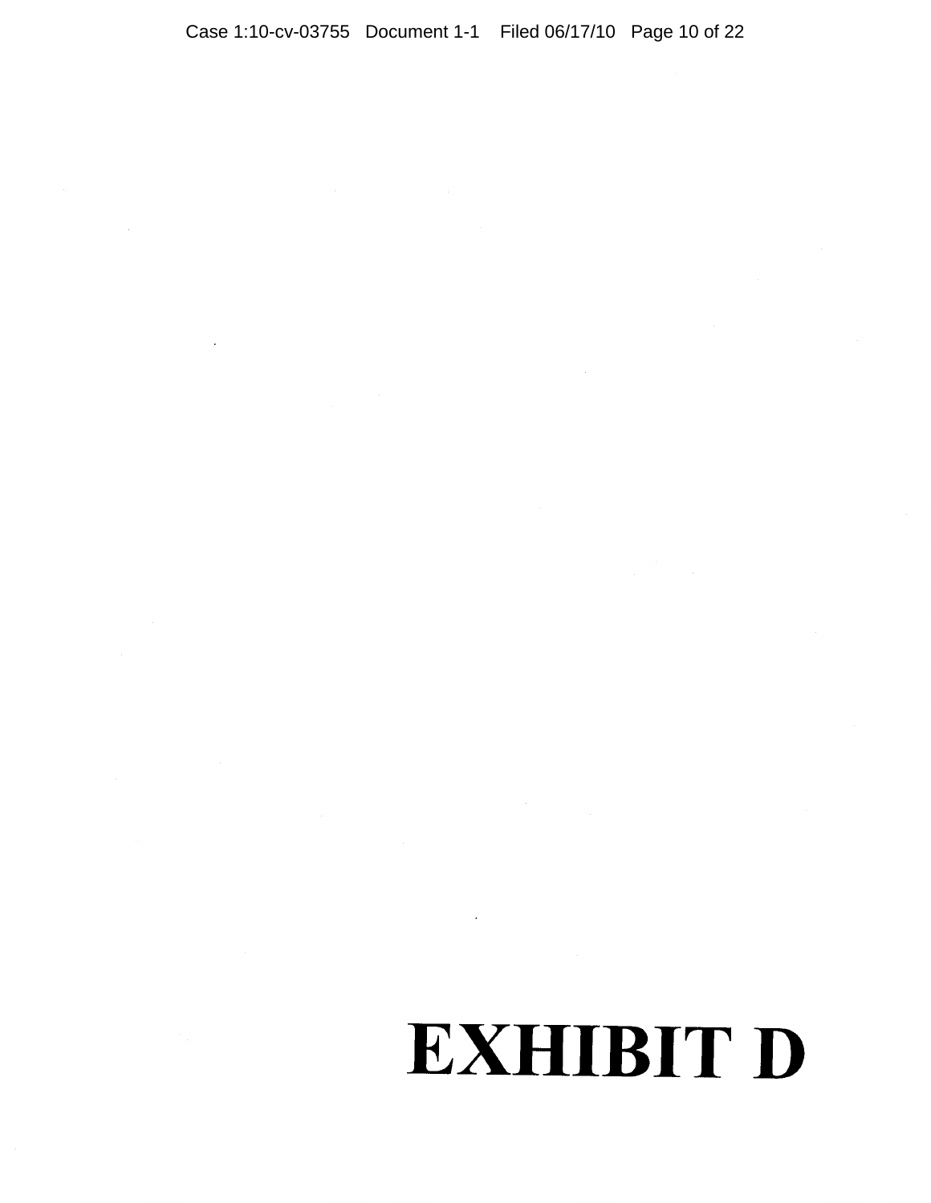# EXHIBIT D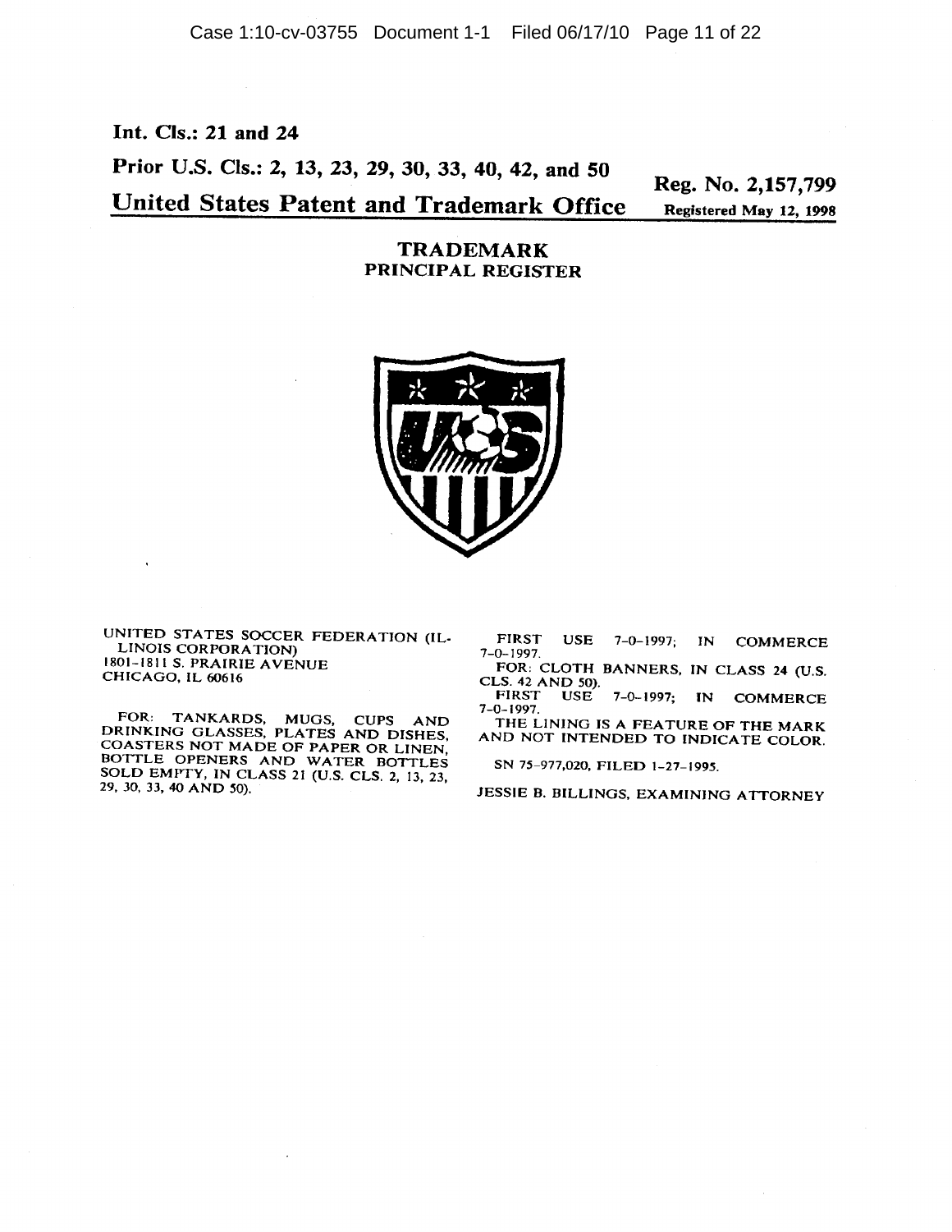**Int. Cls.: 21 and 24**

**Prior U.S. Cls.: 2, 13, 23, 29, 30, 33, 40, 42, and 50**

**Reg. No. 2,157,799**

**United States Patent and Trademark Office** **Registered May 12, 1998**

**TRADEMARK**
**PRINCIPAL REGISTER**

UNITED STATES SOCCER FEDERATION (ILLINOIS CORPORATION)
1801-1811 S. PRAIRIE AVENUE
CHICAGO, IL 60616

FOR: TANKARDS, MUGS, CUPS AND DRINKING GLASSES, PLATES AND DISHES, COASTERS NOT MADE OF PAPER OR LINEN, BOTTLE OPENERS AND WATER BOTTLES SOLD EMPTY, IN CLASS 21 (U.S. CLS. 2, 13, 23, 29, 30, 33, 40 AND 50).

FIRST USE 7-0-1997; IN COMMERCE 7-0-1997.

FOR: CLOTH BANNERS, IN CLASS 24 (U.S. CLS. 42 AND 50).

FIRST USE 7-0-1997; IN COMMERCE 7-0-1997.

THE LINING IS A FEATURE OF THE MARK AND NOT INTENDED TO INDICATE COLOR.

SN 75-977,020, FILED 1-27-1995.

JESSIE B. BILLINGS, EXAMINING ATTORNEY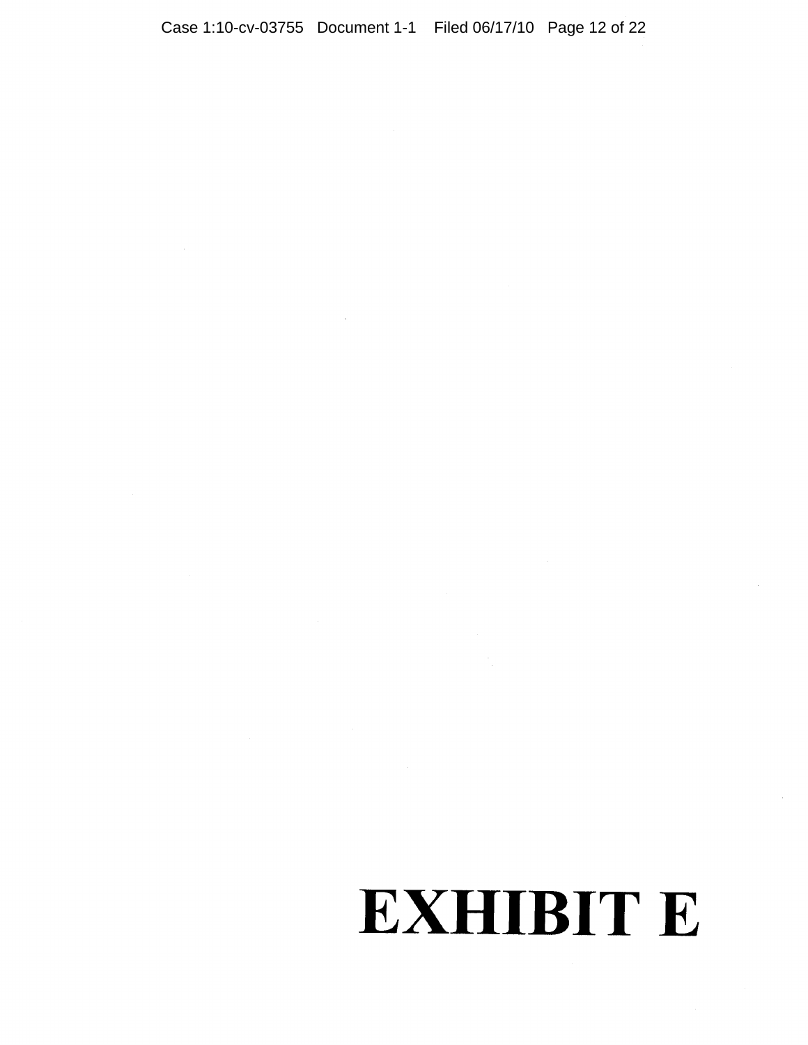# EXHIBIT E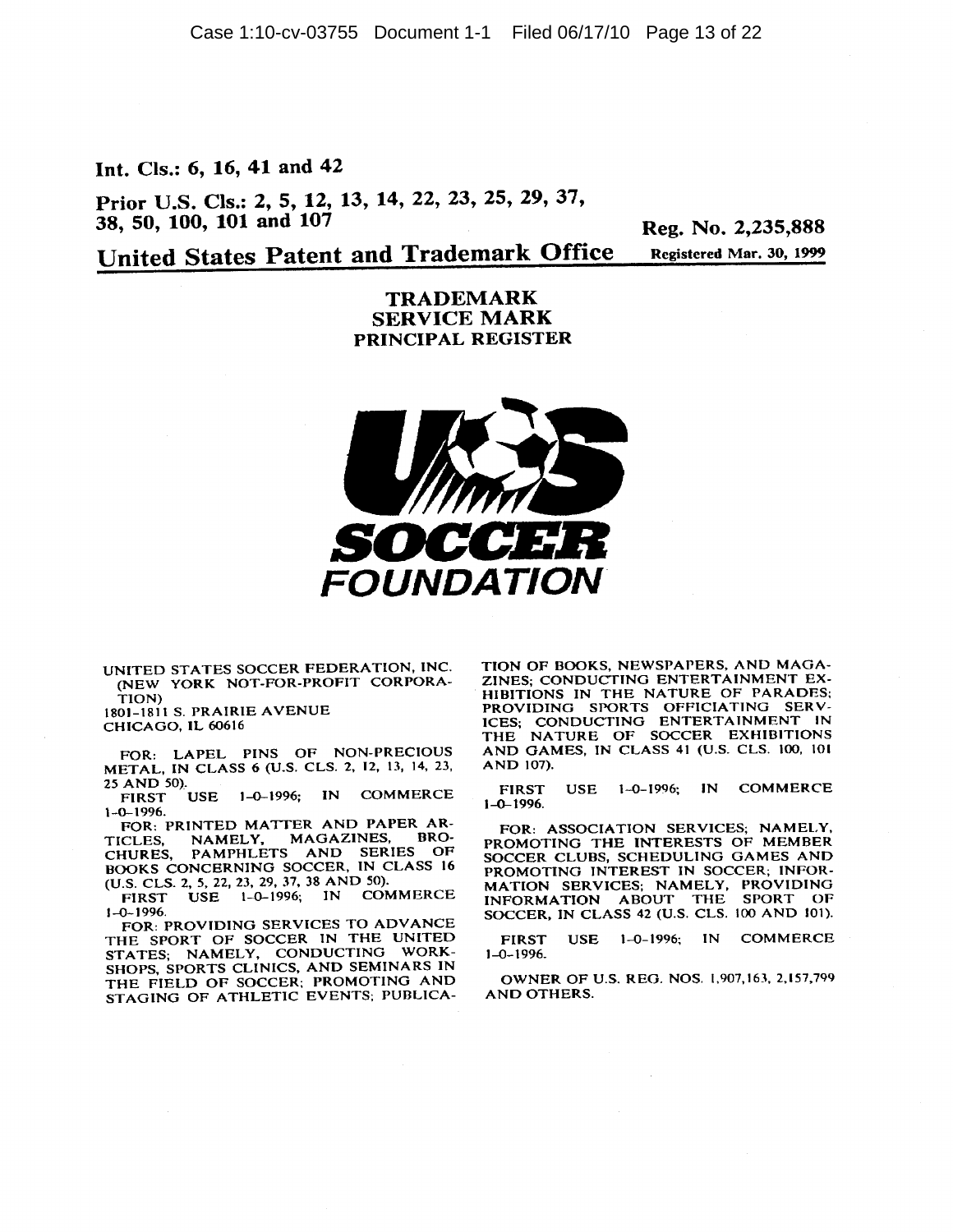**Int. Cls.: 6, 16, 41 and 42**

**Prior U.S. Cls.: 2, 5, 12, 13, 14, 22, 23, 25, 29, 37, 38, 50, 100, 101 and 107**

**Reg. No. 2,235,888**

## United States Patent and Trademark Office

**Registered Mar. 30, 1999**

**TRADEMARK**
**SERVICE MARK**
**PRINCIPAL REGISTER**

US SOCCER FOUNDATION

UNITED STATES SOCCER FEDERATION, INC. (NEW YORK NOT-FOR-PROFIT CORPORATION)
1801-1811 S. PRAIRIE AVENUE
CHICAGO, IL 60616

FOR: LAPEL PINS OF NON-PRECIOUS METAL, IN CLASS 6 (U.S. CLS. 2, 12, 13, 14, 23, 25 AND 50).
FIRST USE 1-0-1996; IN COMMERCE 1-0-1996.

FOR: PRINTED MATTER AND PAPER ARTICLES, NAMELY, MAGAZINES, BROCHURES, PAMPHLETS AND SERIES OF BOOKS CONCERNING SOCCER, IN CLASS 16 (U.S. CLS. 2, 5, 22, 23, 29, 37, 38 AND 50).
FIRST USE 1-0-1996; IN COMMERCE 1-0-1996.

FOR: PROVIDING SERVICES TO ADVANCE THE SPORT OF SOCCER IN THE UNITED STATES; NAMELY, CONDUCTING WORKSHOPS, SPORTS CLINICS, AND SEMINARS IN THE FIELD OF SOCCER; PROMOTING AND STAGING OF ATHLETIC EVENTS; PUBLICATION OF BOOKS, NEWSPAPERS, AND MAGAZINES; CONDUCTING ENTERTAINMENT EXHIBITIONS IN THE NATURE OF PARADES; PROVIDING SPORTS OFFICIATING SERVICES; CONDUCTING ENTERTAINMENT IN THE NATURE OF SOCCER EXHIBITIONS AND GAMES, IN CLASS 41 (U.S. CLS. 100, 101 AND 107).

FIRST USE 1-0-1996; IN COMMERCE 1-0-1996.

FOR: ASSOCIATION SERVICES; NAMELY, PROMOTING THE INTERESTS OF MEMBER SOCCER CLUBS, SCHEDULING GAMES AND PROMOTING INTEREST IN SOCCER; INFORMATION SERVICES; NAMELY, PROVIDING INFORMATION ABOUT THE SPORT OF SOCCER, IN CLASS 42 (U.S. CLS. 100 AND 101).

FIRST USE 1-0-1996; IN COMMERCE 1-0-1996.

OWNER OF U.S. REG. NOS. 1,907,163, 2,157,799 AND OTHERS.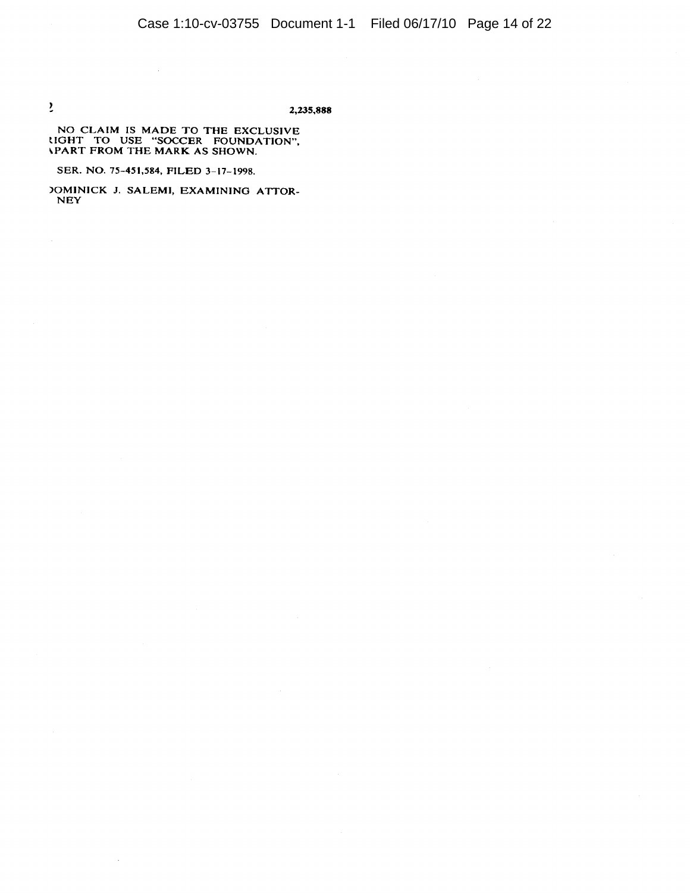2,235,888

NO CLAIM IS MADE TO THE EXCLUSIVE RIGHT TO USE "SOCCER FOUNDATION", APART FROM THE MARK AS SHOWN.

SER. NO. 75-451,584, FILED 3-17-1998.

DOMINICK J. SALEMI, EXAMINING ATTORNEY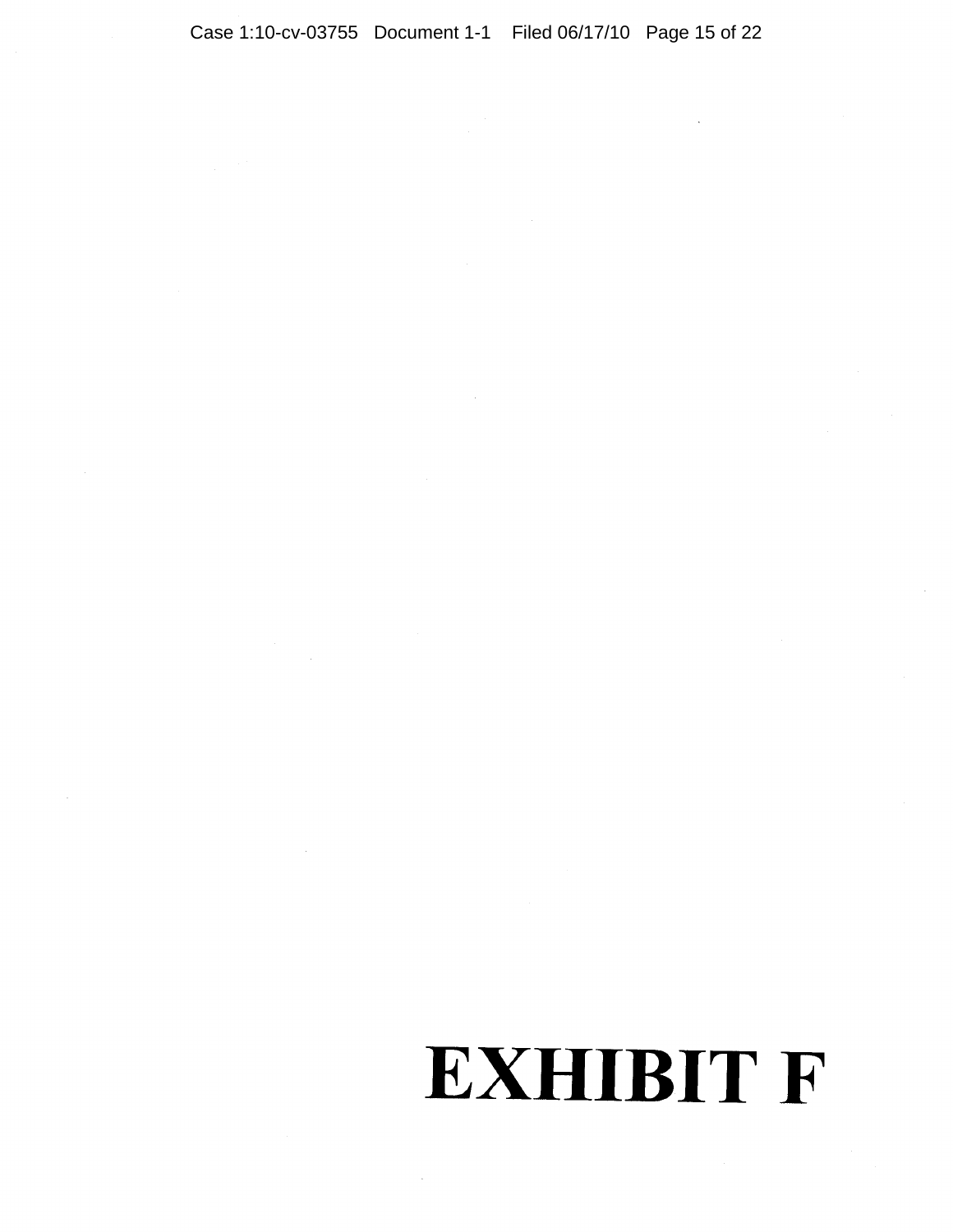# EXHIBIT F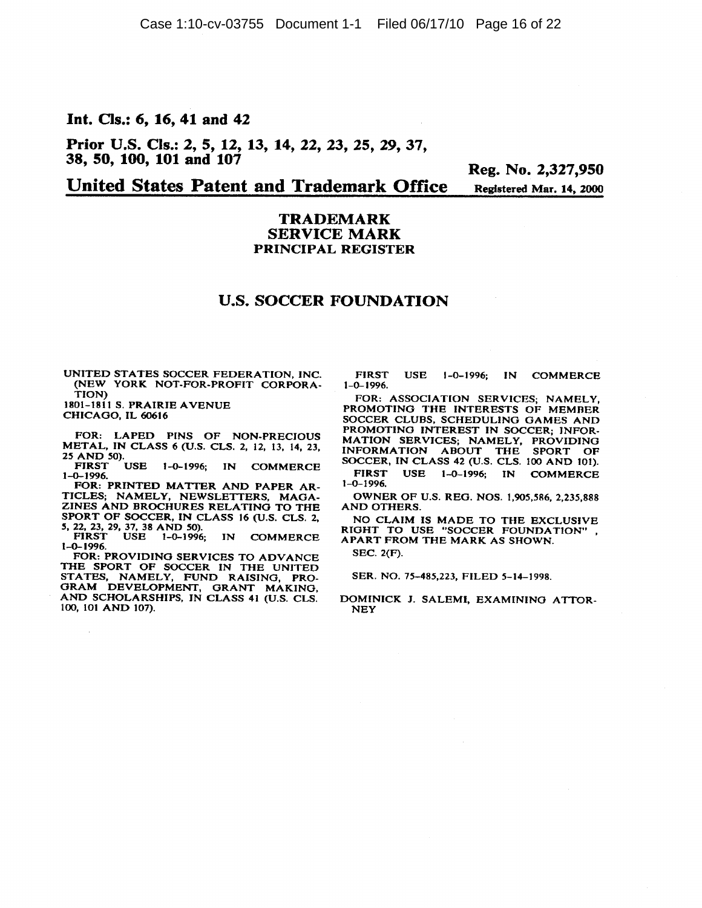**Int. Cls.: 6, 16, 41 and 42**

**Prior U.S. Cls.: 2, 5, 12, 13, 14, 22, 23, 25, 29, 37, 38, 50, 100, 101 and 107**

**Reg. No. 2,327,950**

**United States Patent and Trademark Office** **Registered Mar. 14, 2000**

**TRADEMARK**
**SERVICE MARK**
**PRINCIPAL REGISTER**

## U.S. SOCCER FOUNDATION

UNITED STATES SOCCER FEDERATION, INC. (NEW YORK NOT-FOR-PROFIT CORPORATION)
1801-1811 S. PRAIRIE AVENUE
CHICAGO, IL 60616

FOR: LAPED PINS OF NON-PRECIOUS METAL, IN CLASS 6 (U.S. CLS. 2, 12, 13, 14, 23, 25 AND 50).
FIRST USE 1-0-1996; IN COMMERCE 1-0-1996.

FOR: PRINTED MATTER AND PAPER ARTICLES; NAMELY, NEWSLETTERS, MAGAZINES AND BROCHURES RELATING TO THE SPORT OF SOCCER, IN CLASS 16 (U.S. CLS. 2, 5, 22, 23, 29, 37, 38 AND 50).
FIRST USE 1-0-1996; IN COMMERCE 1-0-1996.

FOR: PROVIDING SERVICES TO ADVANCE THE SPORT OF SOCCER IN THE UNITED STATES, NAMELY, FUND RAISING, PROGRAM DEVELOPMENT, GRANT MAKING, AND SCHOLARSHIPS, IN CLASS 41 (U.S. CLS. 100, 101 AND 107).
FIRST USE 1-0-1996; IN COMMERCE 1-0-1996.

FOR: ASSOCIATION SERVICES; NAMELY, PROMOTING THE INTERESTS OF MEMBER SOCCER CLUBS, SCHEDULING GAMES AND PROMOTING INTEREST IN SOCCER; INFORMATION SERVICES; NAMELY, PROVIDING INFORMATION ABOUT THE SPORT OF SOCCER, IN CLASS 42 (U.S. CLS. 100 AND 101).
FIRST USE 1-0-1996; IN COMMERCE 1-0-1996.

OWNER OF U.S. REG. NOS. 1,905,586, 2,235,888 AND OTHERS.

NO CLAIM IS MADE TO THE EXCLUSIVE RIGHT TO USE "SOCCER FOUNDATION", APART FROM THE MARK AS SHOWN.

SEC. 2(F).

SER. NO. 75-485,223, FILED 5-14-1998.

DOMINICK J. SALEMI, EXAMINING ATTORNEY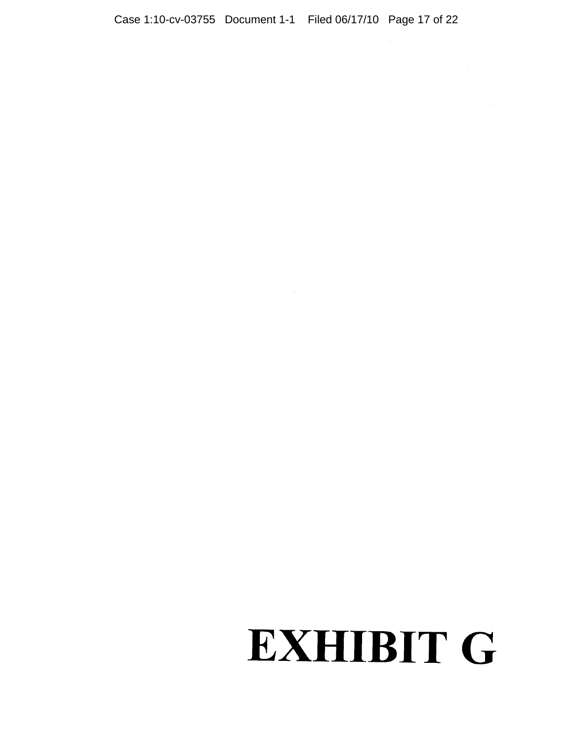# EXHIBIT G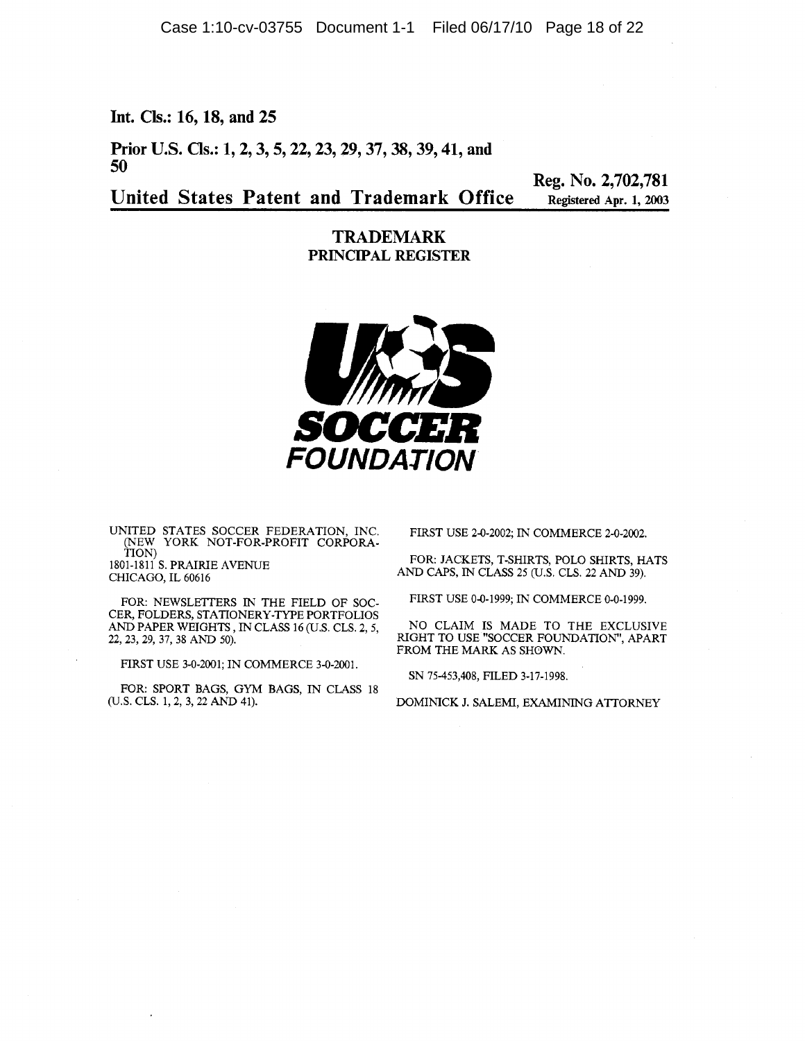**Int. Cls.: 16, 18, and 25**

**Prior U.S. Cls.: 1, 2, 3, 5, 22, 23, 29, 37, 38, 39, 41, and 50**

**Reg. No. 2,702,781**
**Registered Apr. 1, 2003**

## United States Patent and Trademark Office

### TRADEMARK
### PRINCIPAL REGISTER

US SOCCER FOUNDATION

UNITED STATES SOCCER FEDERATION, INC. (NEW YORK NOT-FOR-PROFIT CORPORATION)
1801-1811 S. PRAIRIE AVENUE
CHICAGO, IL 60616

FOR: NEWSLETTERS IN THE FIELD OF SOCCER, FOLDERS, STATIONERY-TYPE PORTFOLIOS AND PAPER WEIGHTS, IN CLASS 16 (U.S. CLS. 2, 5, 22, 23, 29, 37, 38 AND 50).

FIRST USE 3-0-2001; IN COMMERCE 3-0-2001.

FOR: SPORT BAGS, GYM BAGS, IN CLASS 18 (U.S. CLS. 1, 2, 3, 22 AND 41).

FIRST USE 2-0-2002; IN COMMERCE 2-0-2002.

FOR: JACKETS, T-SHIRTS, POLO SHIRTS, HATS AND CAPS, IN CLASS 25 (U.S. CLS. 22 AND 39).

FIRST USE 0-0-1999; IN COMMERCE 0-0-1999.

NO CLAIM IS MADE TO THE EXCLUSIVE RIGHT TO USE "SOCCER FOUNDATION", APART FROM THE MARK AS SHOWN.

SN 75-453,408, FILED 3-17-1998.

DOMINICK J. SALEMI, EXAMINING ATTORNEY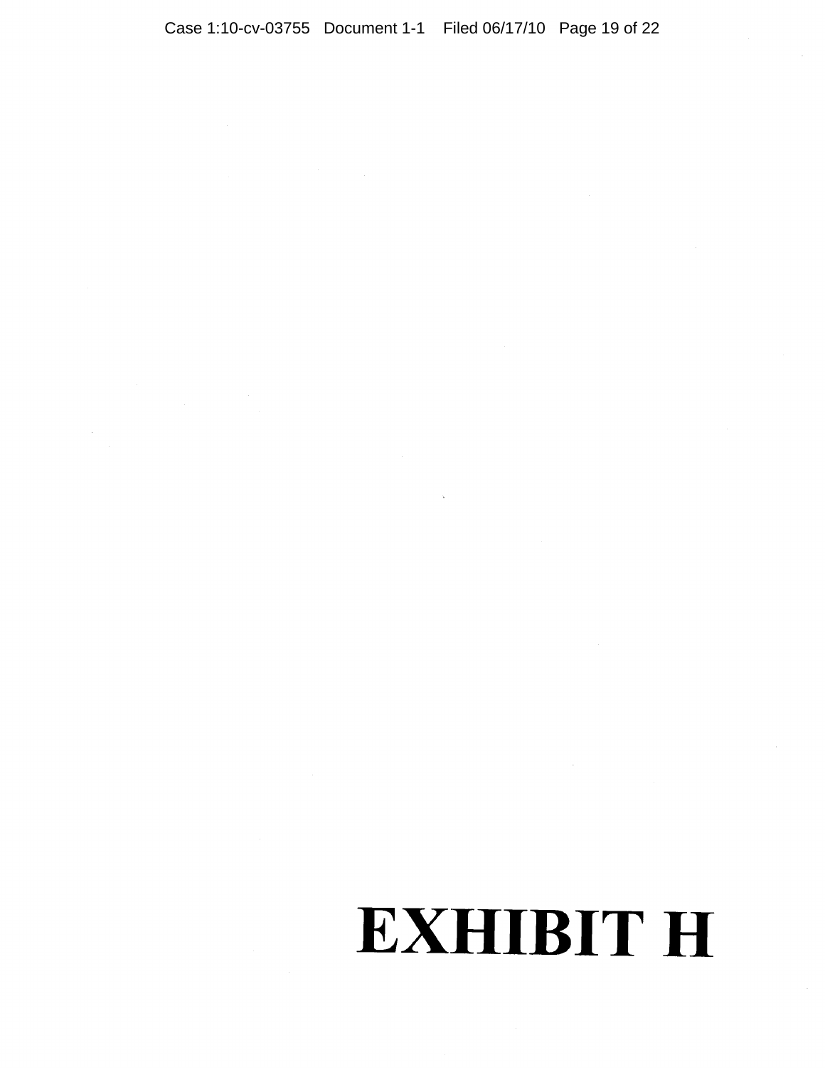# EXHIBIT H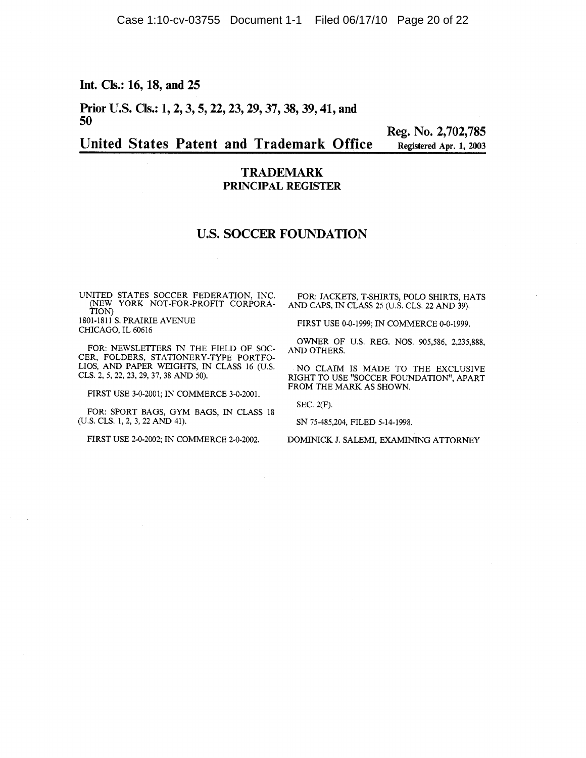**Int. Cls.: 16, 18, and 25**

**Prior U.S. Cls.: 1, 2, 3, 5, 22, 23, 29, 37, 38, 39, 41, and 50**

**Reg. No. 2,702,785**
**Registered Apr. 1, 2003**

**United States Patent and Trademark Office**

**TRADEMARK**
**PRINCIPAL REGISTER**

## U.S. SOCCER FOUNDATION

UNITED STATES SOCCER FEDERATION, INC. (NEW YORK NOT-FOR-PROFIT CORPORATION)
1801-1811 S. PRAIRIE AVENUE
CHICAGO, IL 60616

FOR: NEWSLETTERS IN THE FIELD OF SOCCER, FOLDERS, STATIONERY-TYPE PORTFOLIOS, AND PAPER WEIGHTS, IN CLASS 16 (U.S. CLS. 2, 5, 22, 23, 29, 37, 38 AND 50).

FIRST USE 3-0-2001; IN COMMERCE 3-0-2001.

FOR: SPORT BAGS, GYM BAGS, IN CLASS 18 (U.S. CLS. 1, 2, 3, 22 AND 41).

FIRST USE 2-0-2002; IN COMMERCE 2-0-2002.

FOR: JACKETS, T-SHIRTS, POLO SHIRTS, HATS AND CAPS, IN CLASS 25 (U.S. CLS. 22 AND 39).

FIRST USE 0-0-1999; IN COMMERCE 0-0-1999.

OWNER OF U.S. REG. NOS. 905,586, 2,235,888, AND OTHERS.

NO CLAIM IS MADE TO THE EXCLUSIVE RIGHT TO USE "SOCCER FOUNDATION", APART FROM THE MARK AS SHOWN.

SEC. 2(F).

SN 75-485,204, FILED 5-14-1998.

DOMINICK J. SALEMI, EXAMINING ATTORNEY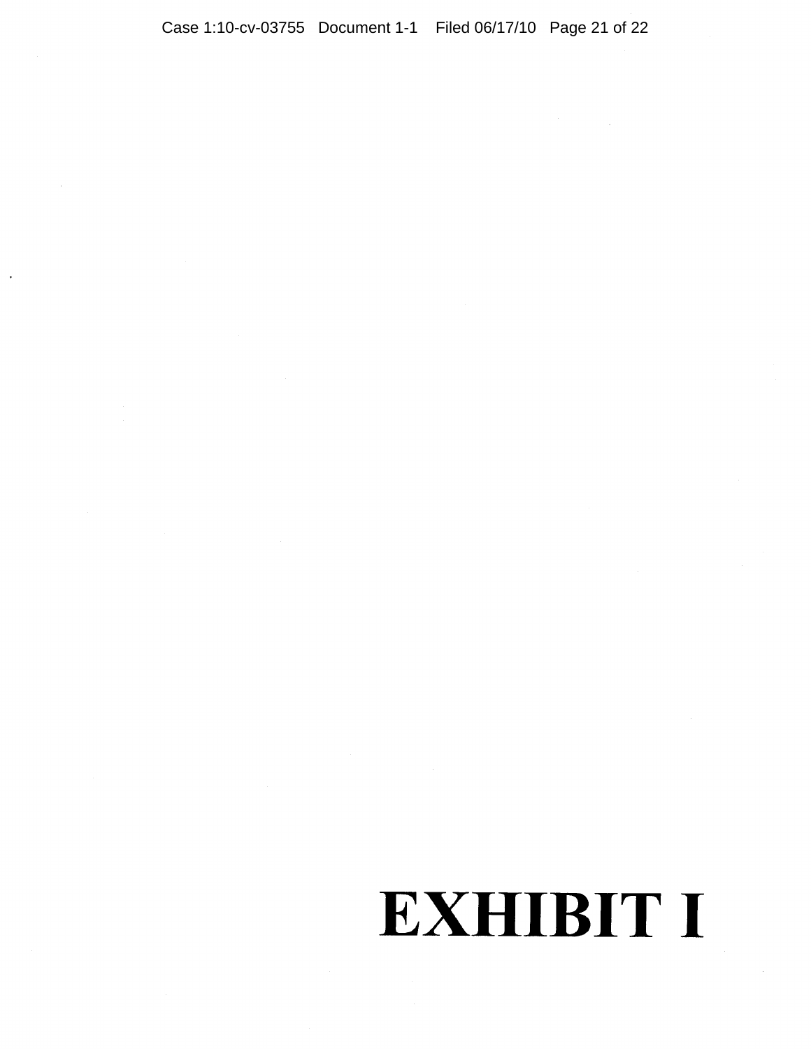# EXHIBIT I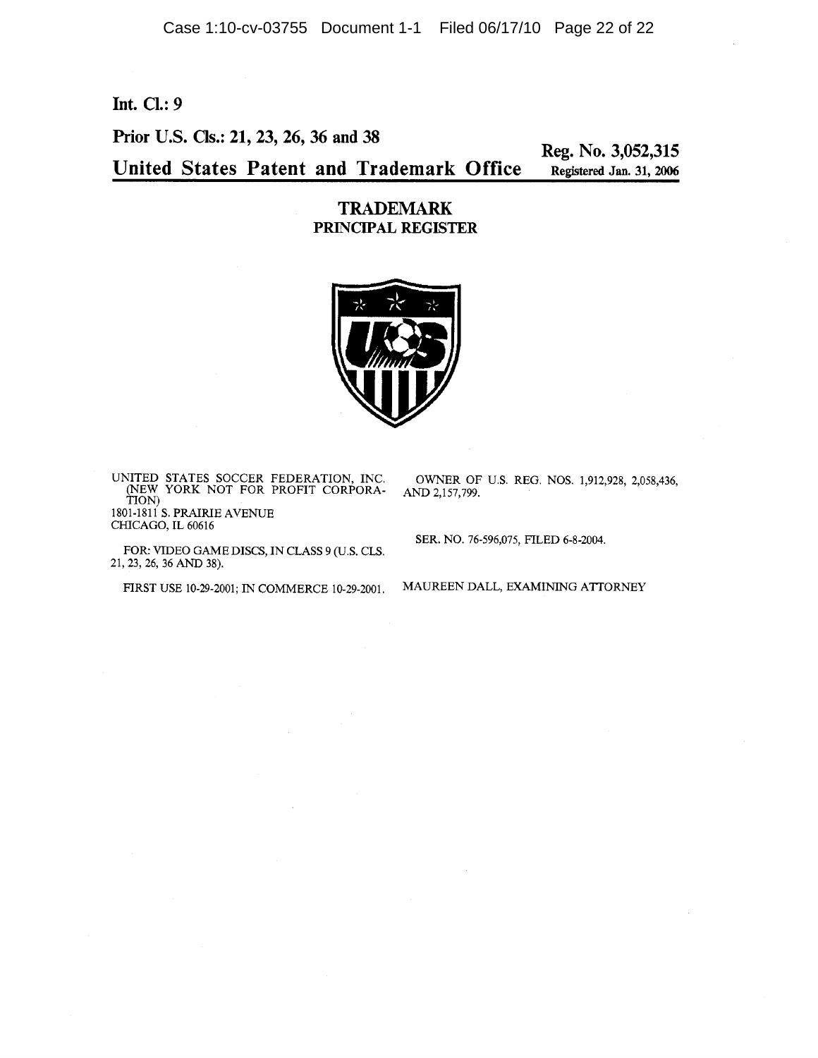**Int. Cl.: 9**

**Prior U.S. Cls.: 21, 23, 26, 36 and 38**

**Reg. No. 3,052,315**

**United States Patent and Trademark Office** Registered Jan. 31, 2006

## TRADEMARK
### PRINCIPAL REGISTER

UNITED STATES SOCCER FEDERATION, INC. (NEW YORK NOT FOR PROFIT CORPORATION)
1801-1811 S. PRAIRIE AVENUE
CHICAGO, IL 60616

FOR: VIDEO GAME DISCS, IN CLASS 9 (U.S. CLS. 21, 23, 26, 36 AND 38).

FIRST USE 10-29-2001; IN COMMERCE 10-29-2001.

OWNER OF U.S. REG. NOS. 1,912,928, 2,058,436, AND 2,157,799.

SER. NO. 76-596,075, FILED 6-8-2004.

MAUREEN DALL, EXAMINING ATTORNEY